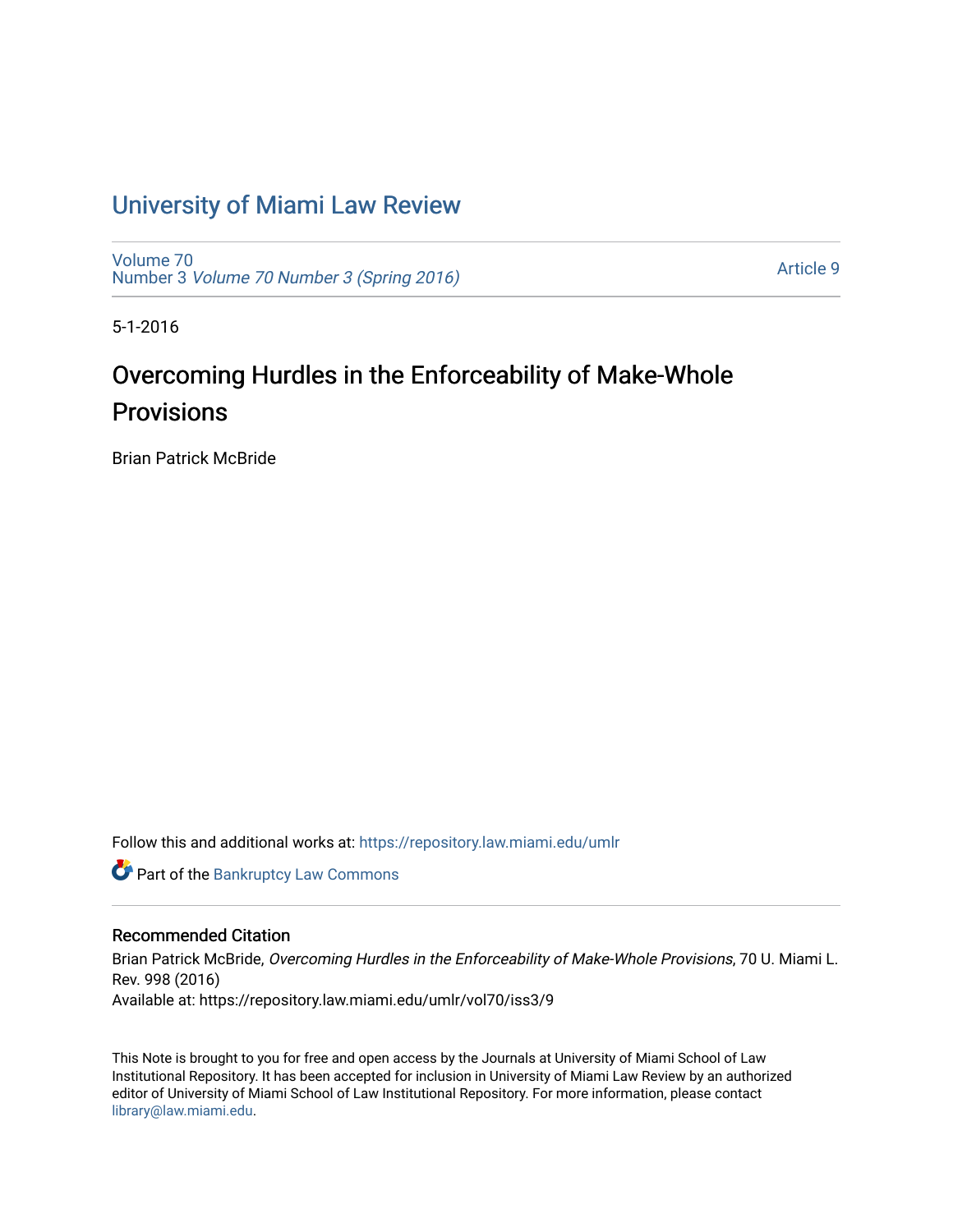# University of Miami Law Review

Volume 70
Number 3 *Volume 70 Number 3 (Spring 2016)*

Article 9

5-1-2016

## Overcoming Hurdles in the Enforceability of Make-Whole Provisions

Brian Patrick McBride

Follow this and additional works at: https://repository.law.miami.edu/umlr

Part of the Bankruptcy Law Commons

### Recommended Citation

Brian Patrick McBride, *Overcoming Hurdles in the Enforceability of Make-Whole Provisions*, 70 U. Miami L. Rev. 998 (2016)
Available at: https://repository.law.miami.edu/umlr/vol70/iss3/9

This Note is brought to you for free and open access by the Journals at University of Miami School of Law Institutional Repository. It has been accepted for inclusion in University of Miami Law Review by an authorized editor of University of Miami School of Law Institutional Repository. For more information, please contact library@law.miami.edu.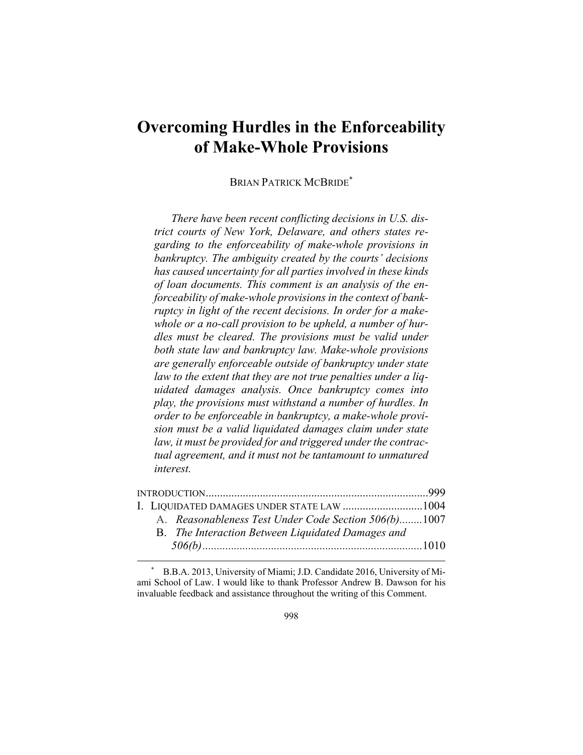# Overcoming Hurdles in the Enforceability of Make-Whole Provisions

BRIAN PATRICK MCBRIDE[*]

*There have been recent conflicting decisions in U.S. district courts of New York, Delaware, and others states regarding to the enforceability of make-whole provisions in bankruptcy. The ambiguity created by the courts' decisions has caused uncertainty for all parties involved in these kinds of loan documents. This comment is an analysis of the enforceability of make-whole provisions in the context of bankruptcy in light of the recent decisions. In order for a make-whole or a no-call provision to be upheld, a number of hurdles must be cleared. The provisions must be valid under both state law and bankruptcy law. Make-whole provisions are generally enforceable outside of bankruptcy under state law to the extent that they are not true penalties under a liquidated damages analysis. Once bankruptcy comes into play, the provisions must withstand a number of hurdles. In order to be enforceable in bankruptcy, a make-whole provision must be a valid liquidated damages claim under state law, it must be provided for and triggered under the contractual agreement, and it must not be tantamount to unmatured interest.*

INTRODUCTION....................................................................................999

I. LIQUIDATED DAMAGES UNDER STATE LAW ............................1004

A. *Reasonableness Test Under Code Section 506(b)*........1007

B. *The Interaction Between Liquidated Damages and 506(b)*..........................................................................1010

---

[*] B.B.A. 2013, University of Miami; J.D. Candidate 2016, University of Miami School of Law. I would like to thank Professor Andrew B. Dawson for his invaluable feedback and assistance throughout the writing of this Comment.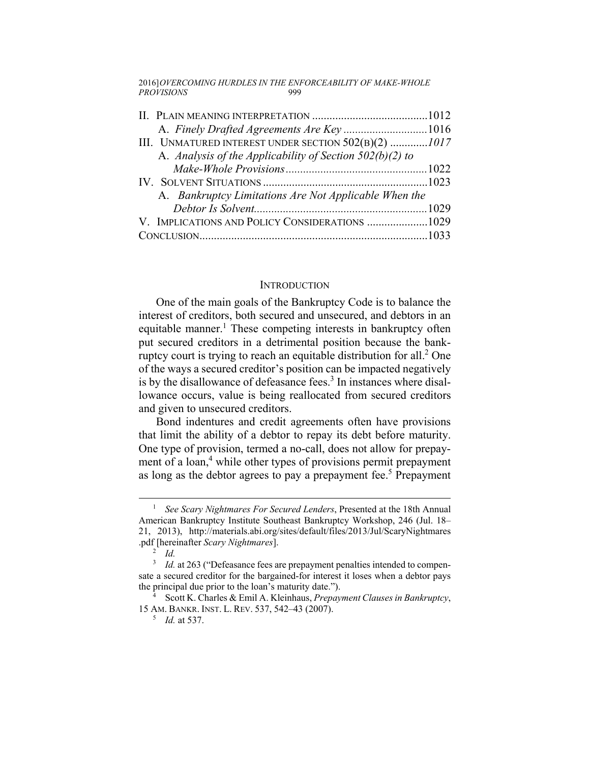II. Plain meaning interpretation ........................................1012
  A. *Finely Drafted Agreements Are Key* ............................1016
III. Unmatured interest under section 502(b)(2) .............*1017*
  A. *Analysis of the Applicability of Section 502(b)(2) to Make-Whole Provisions*.................................................1022
IV. Solvent Situations .........................................................1023
  A. *Bankruptcy Limitations Are Not Applicable When the Debtor Is Solvent*...........................................................1029
V. Implications and Policy Considerations .....................1029
Conclusion...............................................................................1033

## Introduction

One of the main goals of the Bankruptcy Code is to balance the interest of creditors, both secured and unsecured, and debtors in an equitable manner.[1] These competing interests in bankruptcy often put secured creditors in a detrimental position because the bankruptcy court is trying to reach an equitable distribution for all.[2] One of the ways a secured creditor's position can be impacted negatively is by the disallowance of defeasance fees.[3] In instances where disallowance occurs, value is being reallocated from secured creditors and given to unsecured creditors.

Bond indentures and credit agreements often have provisions that limit the ability of a debtor to repay its debt before maturity. One type of provision, termed a no-call, does not allow for prepayment of a loan,[4] while other types of provisions permit prepayment as long as the debtor agrees to pay a prepayment fee.[5] Prepayment

---

[1] *See Scary Nightmares For Secured Lenders*, Presented at the 18th Annual American Bankruptcy Institute Southeast Bankruptcy Workshop, 246 (Jul. 18–21, 2013), http://materials.abi.org/sites/default/files/2013/Jul/ScaryNightmares.pdf [hereinafter *Scary Nightmares*].

[2] *Id.*

[3] *Id.* at 263 ("Defeasance fees are prepayment penalties intended to compensate a secured creditor for the bargained-for interest it loses when a debtor pays the principal due prior to the loan's maturity date.").

[4] Scott K. Charles & Emil A. Kleinhaus, *Prepayment Clauses in Bankruptcy*, 15 Am. Bankr. Inst. L. Rev. 537, 542–43 (2007).

[5] *Id.* at 537.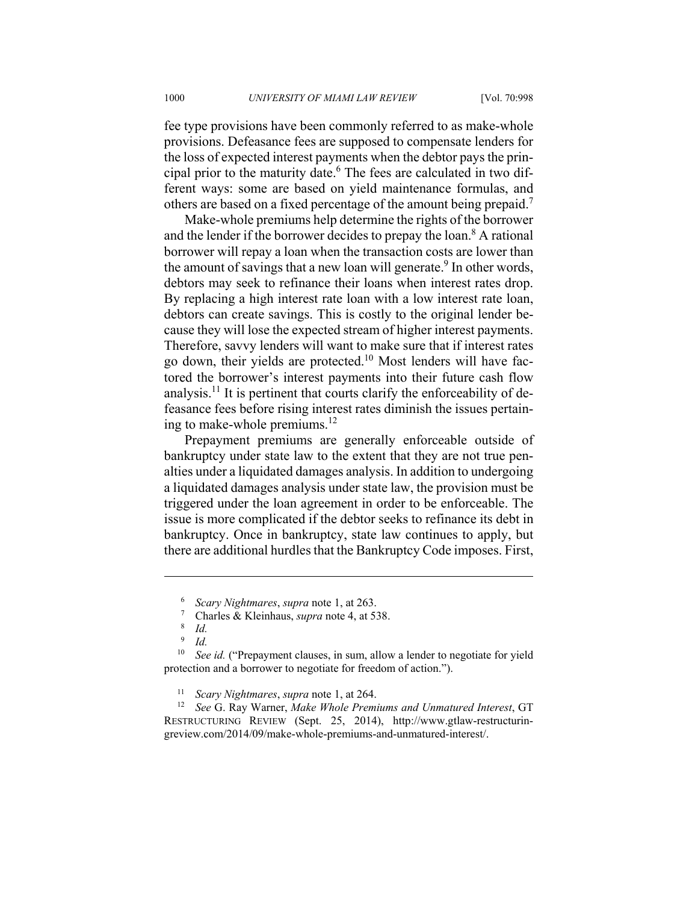fee type provisions have been commonly referred to as make-whole provisions. Defeasance fees are supposed to compensate lenders for the loss of expected interest payments when the debtor pays the principal prior to the maturity date.[6] The fees are calculated in two different ways: some are based on yield maintenance formulas, and others are based on a fixed percentage of the amount being prepaid.[7]

Make-whole premiums help determine the rights of the borrower and the lender if the borrower decides to prepay the loan.[8] A rational borrower will repay a loan when the transaction costs are lower than the amount of savings that a new loan will generate.[9] In other words, debtors may seek to refinance their loans when interest rates drop. By replacing a high interest rate loan with a low interest rate loan, debtors can create savings. This is costly to the original lender because they will lose the expected stream of higher interest payments. Therefore, savvy lenders will want to make sure that if interest rates go down, their yields are protected.[10] Most lenders will have factored the borrower's interest payments into their future cash flow analysis.[11] It is pertinent that courts clarify the enforceability of defeasance fees before rising interest rates diminish the issues pertaining to make-whole premiums.[12]

Prepayment premiums are generally enforceable outside of bankruptcy under state law to the extent that they are not true penalties under a liquidated damages analysis. In addition to undergoing a liquidated damages analysis under state law, the provision must be triggered under the loan agreement in order to be enforceable. The issue is more complicated if the debtor seeks to refinance its debt in bankruptcy. Once in bankruptcy, state law continues to apply, but there are additional hurdles that the Bankruptcy Code imposes. First,

---

[6] *Scary Nightmares*, *supra* note 1, at 263.

[7] Charles & Kleinhaus, *supra* note 4, at 538.

[8] *Id.*

[9] *Id.*

[10] *See id.* ("Prepayment clauses, in sum, allow a lender to negotiate for yield protection and a borrower to negotiate for freedom of action.").

[11] *Scary Nightmares*, *supra* note 1, at 264.

[12] *See* G. Ray Warner, *Make Whole Premiums and Unmatured Interest*, GT RESTRUCTURING REVIEW (Sept. 25, 2014), http://www.gtlaw-restructuringreview.com/2014/09/make-whole-premiums-and-unmatured-interest/.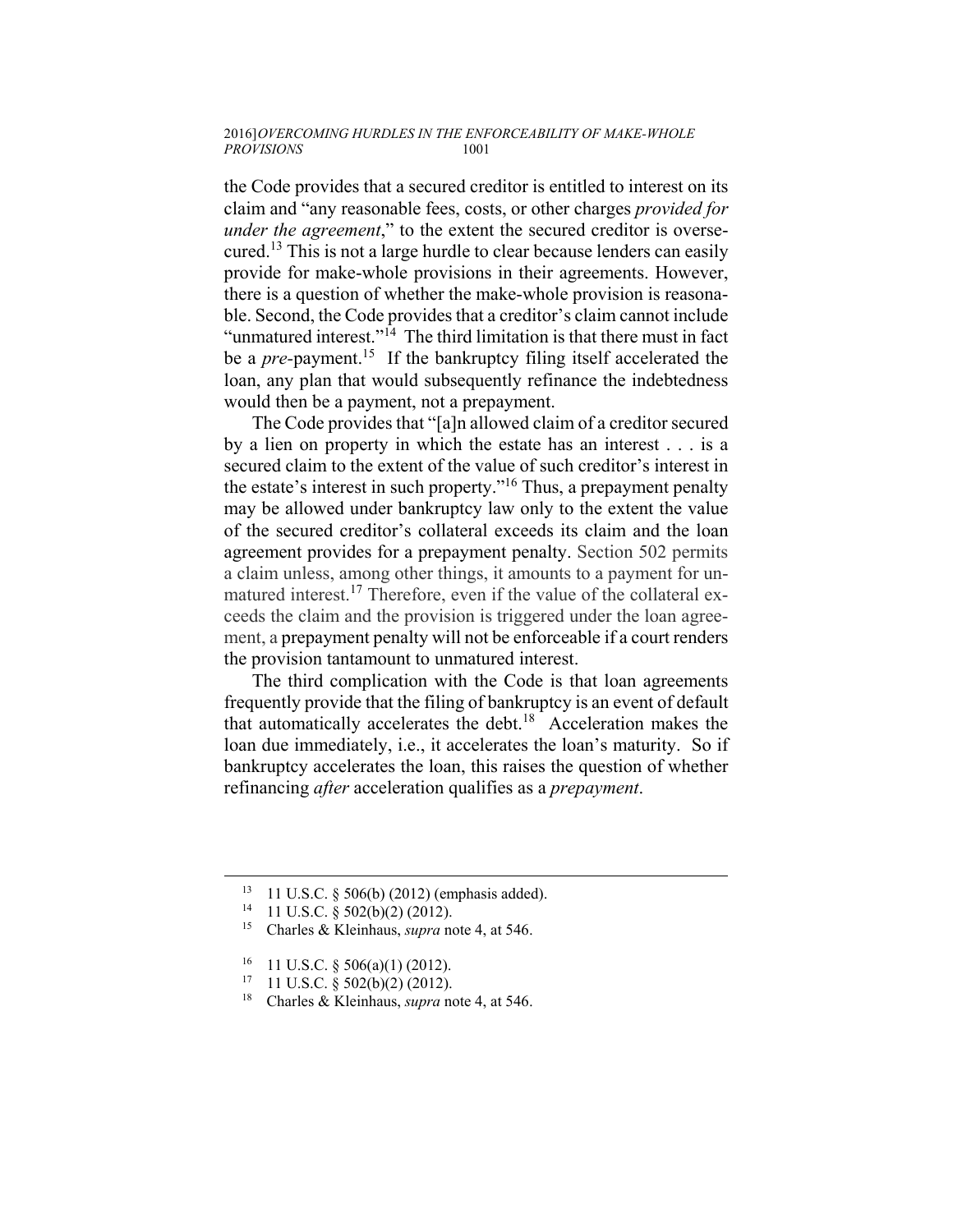the Code provides that a secured creditor is entitled to interest on its claim and "any reasonable fees, costs, or other charges *provided for under the agreement*," to the extent the secured creditor is oversecured.[13] This is not a large hurdle to clear because lenders can easily provide for make-whole provisions in their agreements. However, there is a question of whether the make-whole provision is reasonable. Second, the Code provides that a creditor's claim cannot include "unmatured interest."[14] The third limitation is that there must in fact be a *pre*-payment.[15] If the bankruptcy filing itself accelerated the loan, any plan that would subsequently refinance the indebtedness would then be a payment, not a prepayment.

The Code provides that "[a]n allowed claim of a creditor secured by a lien on property in which the estate has an interest . . . is a secured claim to the extent of the value of such creditor's interest in the estate's interest in such property."[16] Thus, a prepayment penalty may be allowed under bankruptcy law only to the extent the value of the secured creditor's collateral exceeds its claim and the loan agreement provides for a prepayment penalty. Section 502 permits a claim unless, among other things, it amounts to a payment for unmatured interest.[17] Therefore, even if the value of the collateral exceeds the claim and the provision is triggered under the loan agreement, a prepayment penalty will not be enforceable if a court renders the provision tantamount to unmatured interest.

The third complication with the Code is that loan agreements frequently provide that the filing of bankruptcy is an event of default that automatically accelerates the debt.[18] Acceleration makes the loan due immediately, i.e., it accelerates the loan's maturity. So if bankruptcy accelerates the loan, this raises the question of whether refinancing *after* acceleration qualifies as a *prepayment*.

---

[13] 11 U.S.C. § 506(b) (2012) (emphasis added).

[14] 11 U.S.C. § 502(b)(2) (2012).

[15] Charles & Kleinhaus, *supra* note 4, at 546.

[16] 11 U.S.C. § 506(a)(1) (2012).

[17] 11 U.S.C. § 502(b)(2) (2012).

[18] Charles & Kleinhaus, *supra* note 4, at 546.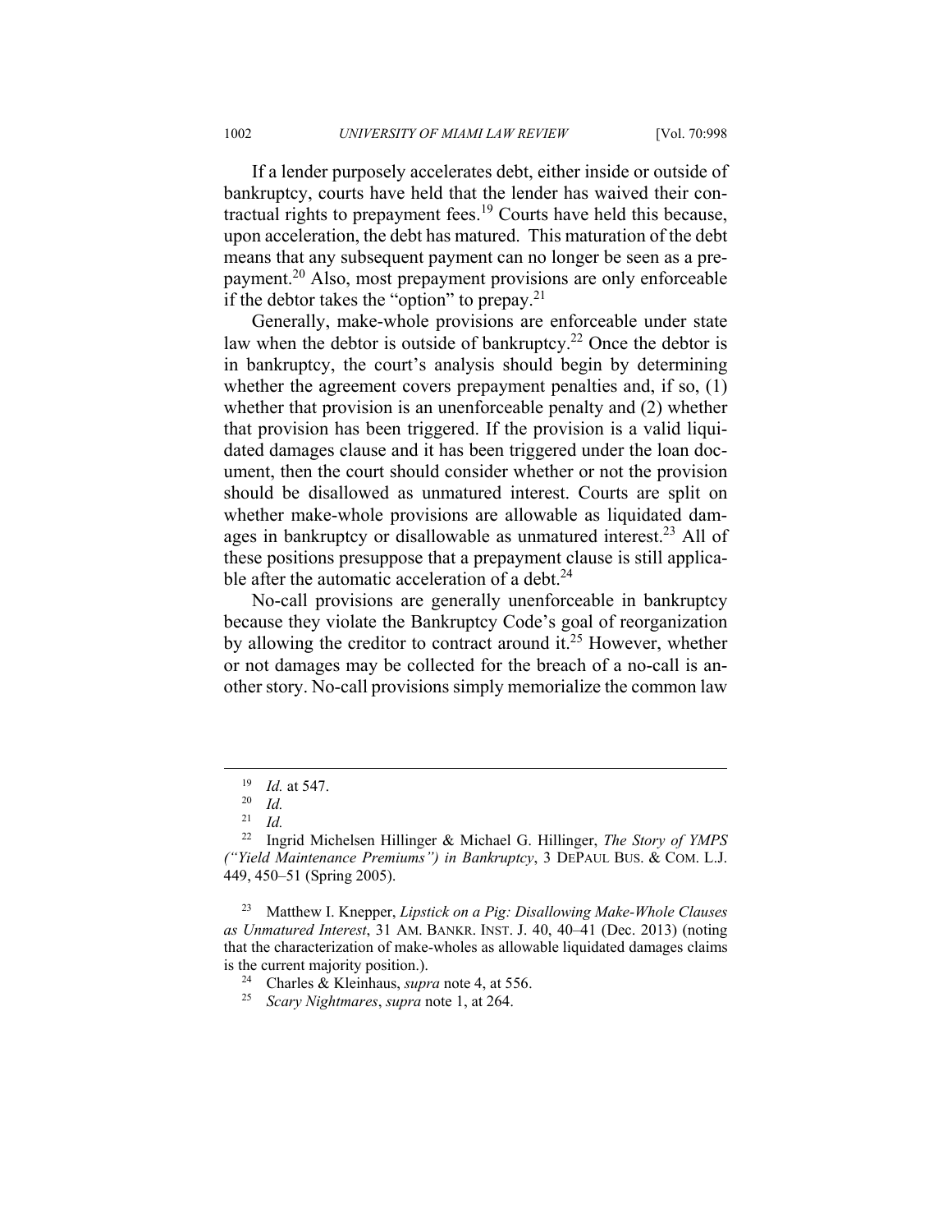If a lender purposely accelerates debt, either inside or outside of bankruptcy, courts have held that the lender has waived their contractual rights to prepayment fees.[19] Courts have held this because, upon acceleration, the debt has matured. This maturation of the debt means that any subsequent payment can no longer be seen as a prepayment.[20] Also, most prepayment provisions are only enforceable if the debtor takes the "option" to prepay.[21]

Generally, make-whole provisions are enforceable under state law when the debtor is outside of bankruptcy.[22] Once the debtor is in bankruptcy, the court's analysis should begin by determining whether the agreement covers prepayment penalties and, if so, (1) whether that provision is an unenforceable penalty and (2) whether that provision has been triggered. If the provision is a valid liquidated damages clause and it has been triggered under the loan document, then the court should consider whether or not the provision should be disallowed as unmatured interest. Courts are split on whether make-whole provisions are allowable as liquidated damages in bankruptcy or disallowable as unmatured interest.[23] All of these positions presuppose that a prepayment clause is still applicable after the automatic acceleration of a debt.[24]

No-call provisions are generally unenforceable in bankruptcy because they violate the Bankruptcy Code's goal of reorganization by allowing the creditor to contract around it.[25] However, whether or not damages may be collected for the breach of a no-call is another story. No-call provisions simply memorialize the common law

---

[19] *Id.* at 547.

[20] *Id.*

[21] *Id.*

[22] Ingrid Michelsen Hillinger & Michael G. Hillinger, *The Story of YMPS ("Yield Maintenance Premiums") in Bankruptcy*, 3 DEPAUL BUS. & COM. L.J. 449, 450–51 (Spring 2005).

[23] Matthew I. Knepper, *Lipstick on a Pig: Disallowing Make-Whole Clauses as Unmatured Interest*, 31 AM. BANKR. INST. J. 40, 40–41 (Dec. 2013) (noting that the characterization of make-wholes as allowable liquidated damages claims is the current majority position.).

[24] Charles & Kleinhaus, *supra* note 4, at 556.

[25] *Scary Nightmares*, *supra* note 1, at 264.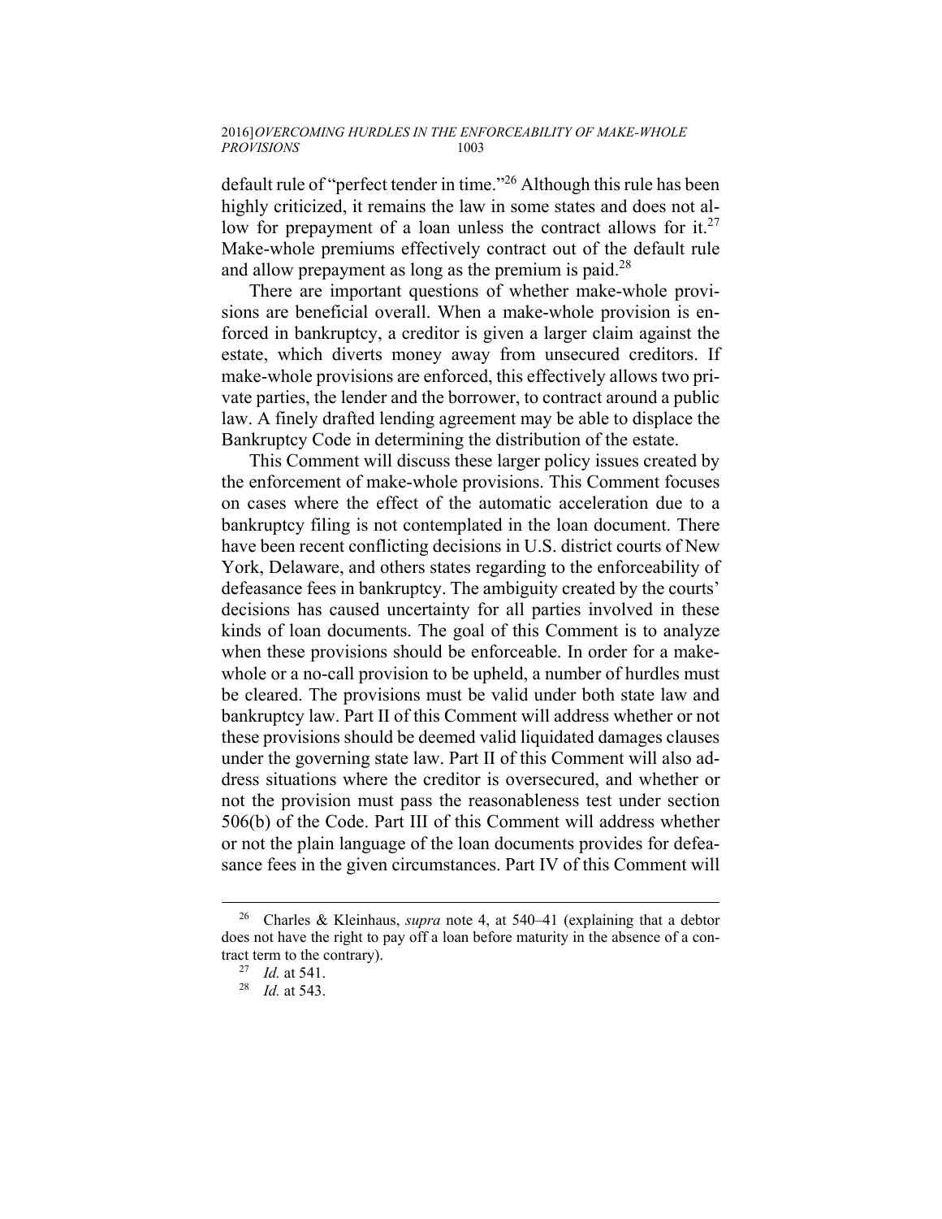default rule of "perfect tender in time."[26] Although this rule has been highly criticized, it remains the law in some states and does not allow for prepayment of a loan unless the contract allows for it.[27] Make-whole premiums effectively contract out of the default rule and allow prepayment as long as the premium is paid.[28]

There are important questions of whether make-whole provisions are beneficial overall. When a make-whole provision is enforced in bankruptcy, a creditor is given a larger claim against the estate, which diverts money away from unsecured creditors. If make-whole provisions are enforced, this effectively allows two private parties, the lender and the borrower, to contract around a public law. A finely drafted lending agreement may be able to displace the Bankruptcy Code in determining the distribution of the estate.

This Comment will discuss these larger policy issues created by the enforcement of make-whole provisions. This Comment focuses on cases where the effect of the automatic acceleration due to a bankruptcy filing is not contemplated in the loan document. There have been recent conflicting decisions in U.S. district courts of New York, Delaware, and others states regarding to the enforceability of defeasance fees in bankruptcy. The ambiguity created by the courts' decisions has caused uncertainty for all parties involved in these kinds of loan documents. The goal of this Comment is to analyze when these provisions should be enforceable. In order for a make-whole or a no-call provision to be upheld, a number of hurdles must be cleared. The provisions must be valid under both state law and bankruptcy law. Part II of this Comment will address whether or not these provisions should be deemed valid liquidated damages clauses under the governing state law. Part II of this Comment will also address situations where the creditor is oversecured, and whether or not the provision must pass the reasonableness test under section 506(b) of the Code. Part III of this Comment will address whether or not the plain language of the loan documents provides for defeasance fees in the given circumstances. Part IV of this Comment will

---

[26] Charles & Kleinhaus, *supra* note 4, at 540–41 (explaining that a debtor does not have the right to pay off a loan before maturity in the absence of a contract term to the contrary).

[27] *Id.* at 541.

[28] *Id.* at 543.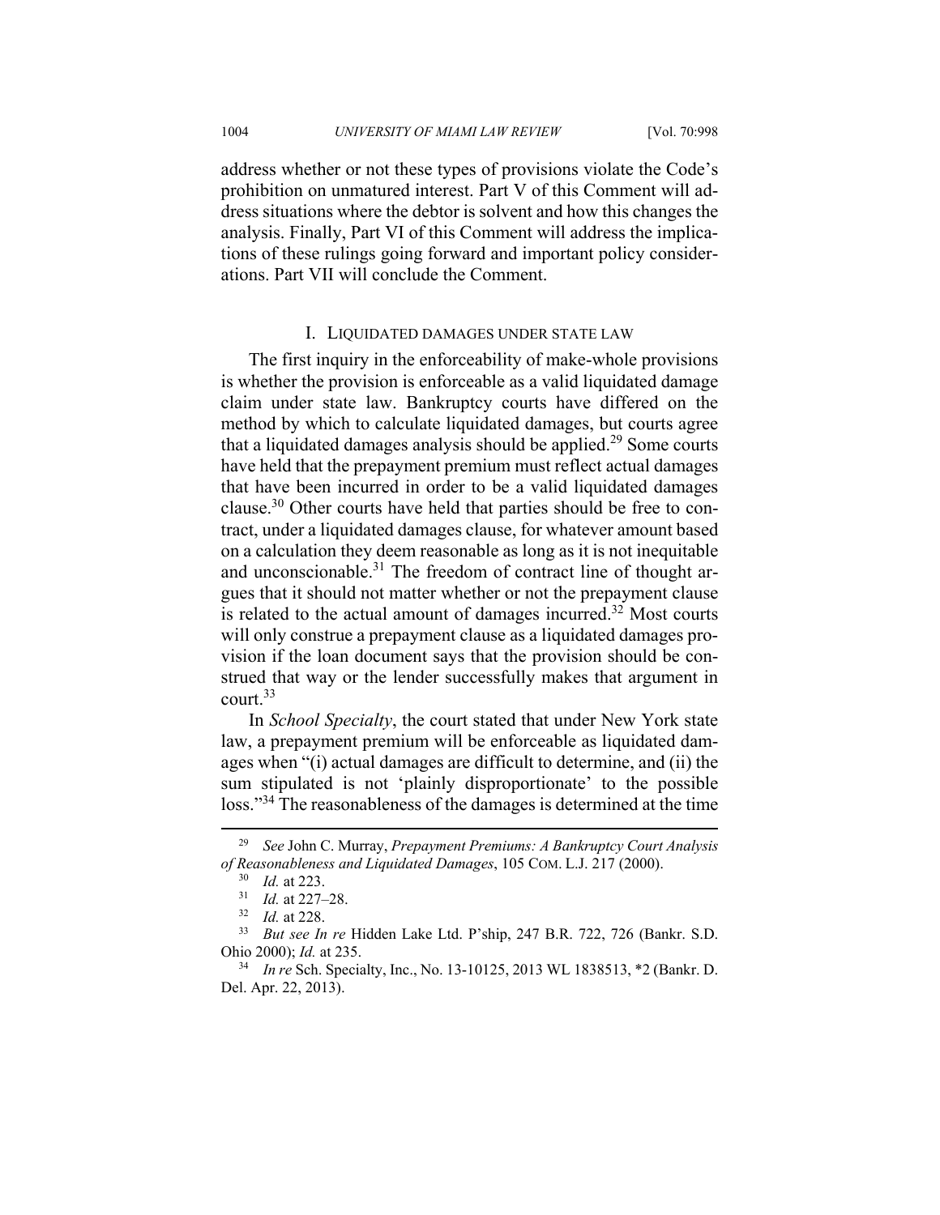address whether or not these types of provisions violate the Code's prohibition on unmatured interest. Part V of this Comment will address situations where the debtor is solvent and how this changes the analysis. Finally, Part VI of this Comment will address the implications of these rulings going forward and important policy considerations. Part VII will conclude the Comment.

## I. LIQUIDATED DAMAGES UNDER STATE LAW

The first inquiry in the enforceability of make-whole provisions is whether the provision is enforceable as a valid liquidated damage claim under state law. Bankruptcy courts have differed on the method by which to calculate liquidated damages, but courts agree that a liquidated damages analysis should be applied.[29] Some courts have held that the prepayment premium must reflect actual damages that have been incurred in order to be a valid liquidated damages clause.[30] Other courts have held that parties should be free to contract, under a liquidated damages clause, for whatever amount based on a calculation they deem reasonable as long as it is not inequitable and unconscionable.[31] The freedom of contract line of thought argues that it should not matter whether or not the prepayment clause is related to the actual amount of damages incurred.[32] Most courts will only construe a prepayment clause as a liquidated damages provision if the loan document says that the provision should be construed that way or the lender successfully makes that argument in court.[33]

In *School Specialty*, the court stated that under New York state law, a prepayment premium will be enforceable as liquidated damages when "(i) actual damages are difficult to determine, and (ii) the sum stipulated is not 'plainly disproportionate' to the possible loss."[34] The reasonableness of the damages is determined at the time

---

[29] *See* John C. Murray, *Prepayment Premiums: A Bankruptcy Court Analysis of Reasonableness and Liquidated Damages*, 105 COM. L.J. 217 (2000).

[30] *Id.* at 223.

[31] *Id.* at 227–28.

[32] *Id.* at 228.

[33] *But see In re* Hidden Lake Ltd. P'ship, 247 B.R. 722, 726 (Bankr. S.D. Ohio 2000); *Id.* at 235.

[34] *In re* Sch. Specialty, Inc., No. 13-10125, 2013 WL 1838513, *2 (Bankr. D. Del. Apr. 22, 2013).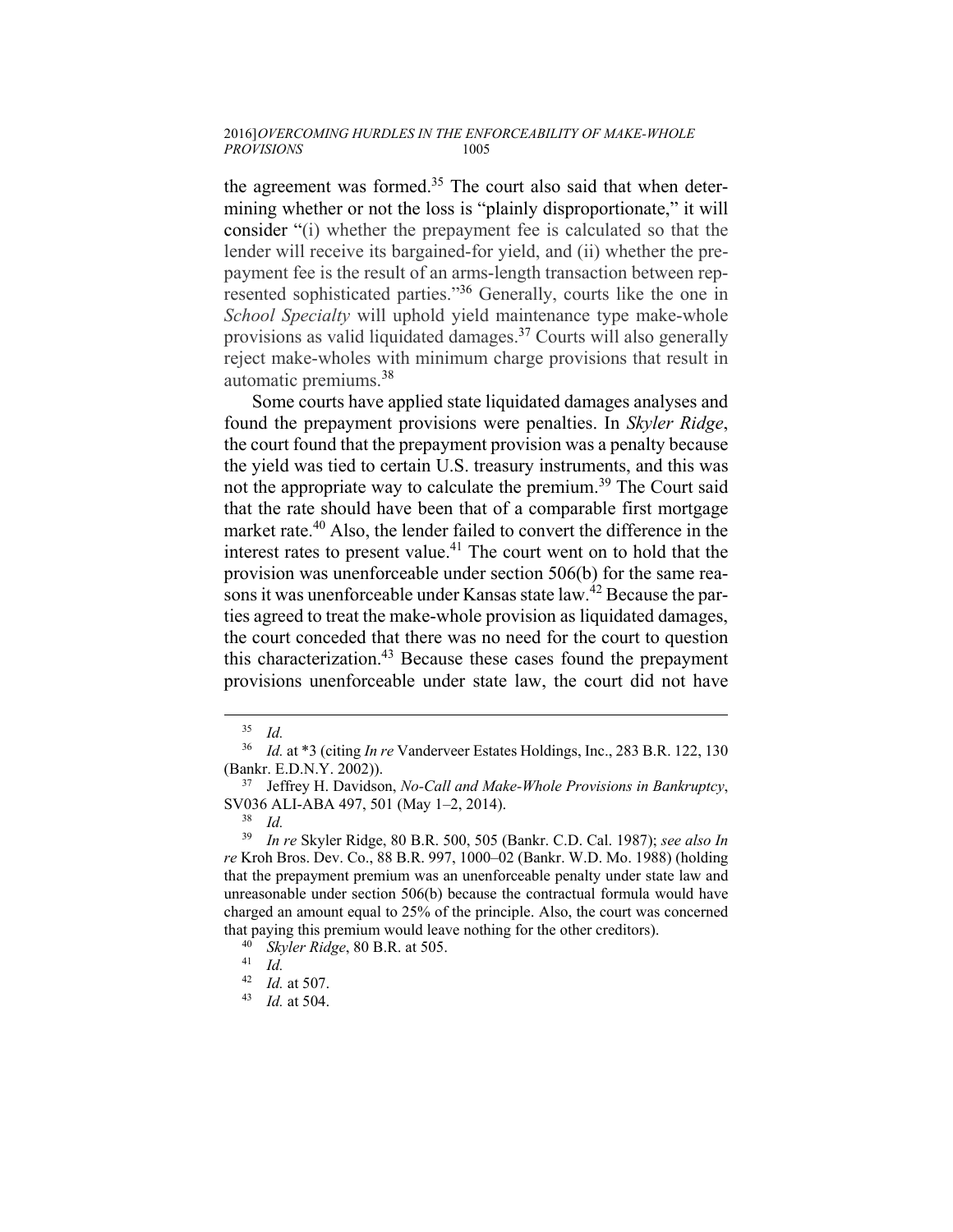the agreement was formed.[35] The court also said that when determining whether or not the loss is "plainly disproportionate," it will consider "(i) whether the prepayment fee is calculated so that the lender will receive its bargained-for yield, and (ii) whether the prepayment fee is the result of an arms-length transaction between represented sophisticated parties."[36] Generally, courts like the one in *School Specialty* will uphold yield maintenance type make-whole provisions as valid liquidated damages.[37] Courts will also generally reject make-wholes with minimum charge provisions that result in automatic premiums.[38]

Some courts have applied state liquidated damages analyses and found the prepayment provisions were penalties. In *Skyler Ridge*, the court found that the prepayment provision was a penalty because the yield was tied to certain U.S. treasury instruments, and this was not the appropriate way to calculate the premium.[39] The Court said that the rate should have been that of a comparable first mortgage market rate.[40] Also, the lender failed to convert the difference in the interest rates to present value.[41] The court went on to hold that the provision was unenforceable under section 506(b) for the same reasons it was unenforceable under Kansas state law.[42] Because the parties agreed to treat the make-whole provision as liquidated damages, the court conceded that there was no need for the court to question this characterization.[43] Because these cases found the prepayment provisions unenforceable under state law, the court did not have

---

[35] *Id.*

[36] *Id.* at *3 (citing *In re* Vanderveer Estates Holdings, Inc., 283 B.R. 122, 130 (Bankr. E.D.N.Y. 2002)).

[37] Jeffrey H. Davidson, *No-Call and Make-Whole Provisions in Bankruptcy*, SV036 ALI-ABA 497, 501 (May 1–2, 2014).

[38] *Id.*

[39] *In re* Skyler Ridge, 80 B.R. 500, 505 (Bankr. C.D. Cal. 1987); *see also In re* Kroh Bros. Dev. Co., 88 B.R. 997, 1000–02 (Bankr. W.D. Mo. 1988) (holding that the prepayment premium was an unenforceable penalty under state law and unreasonable under section 506(b) because the contractual formula would have charged an amount equal to 25% of the principle. Also, the court was concerned that paying this premium would leave nothing for the other creditors).

[40] *Skyler Ridge*, 80 B.R. at 505.

[41] *Id.*

[42] *Id.* at 507.

[43] *Id.* at 504.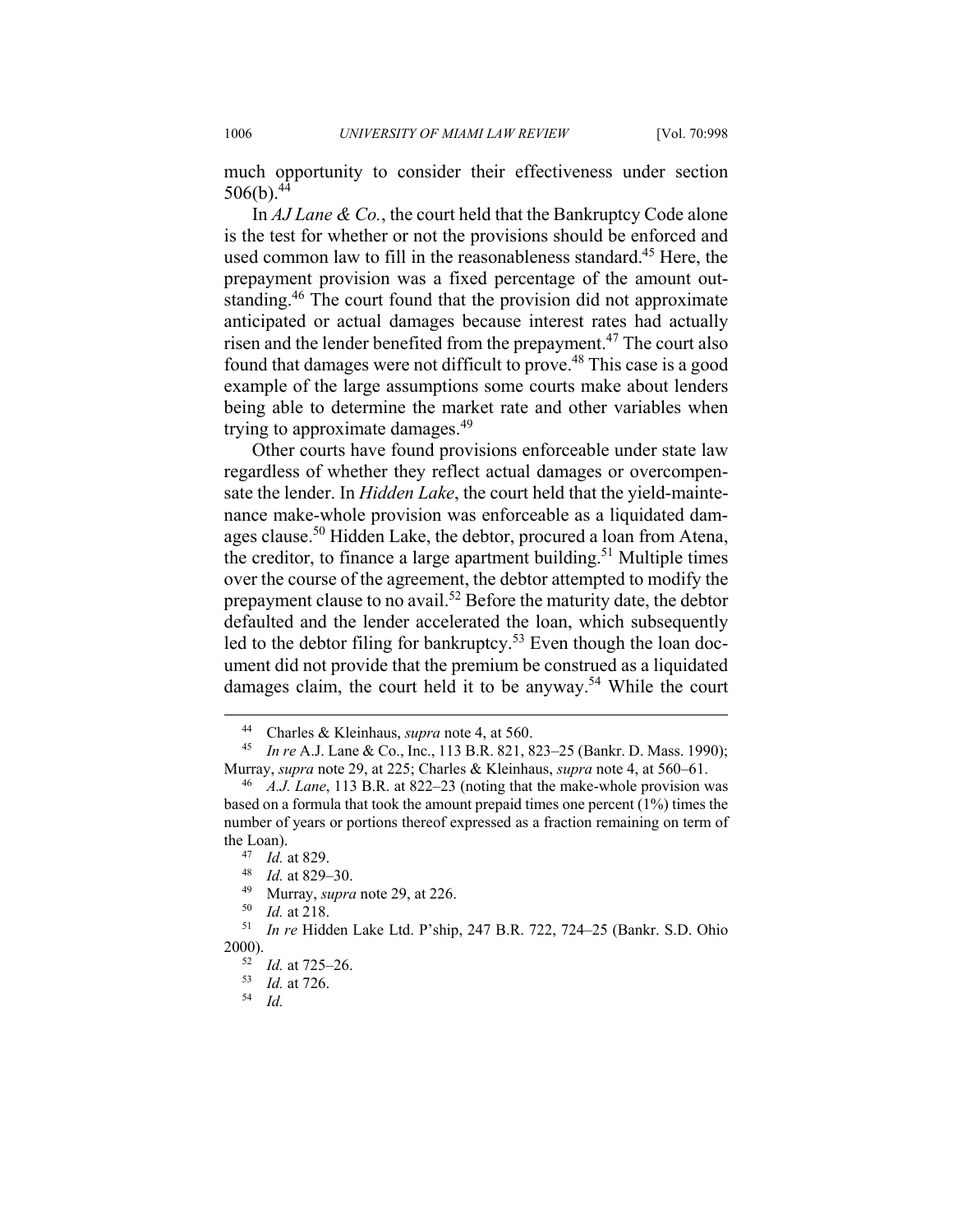much opportunity to consider their effectiveness under section 506(b).[44]

In *AJ Lane & Co.*, the court held that the Bankruptcy Code alone is the test for whether or not the provisions should be enforced and used common law to fill in the reasonableness standard.[45] Here, the prepayment provision was a fixed percentage of the amount outstanding.[46] The court found that the provision did not approximate anticipated or actual damages because interest rates had actually risen and the lender benefited from the prepayment.[47] The court also found that damages were not difficult to prove.[48] This case is a good example of the large assumptions some courts make about lenders being able to determine the market rate and other variables when trying to approximate damages.[49]

Other courts have found provisions enforceable under state law regardless of whether they reflect actual damages or overcompensate the lender. In *Hidden Lake*, the court held that the yield-maintenance make-whole provision was enforceable as a liquidated damages clause.[50] Hidden Lake, the debtor, procured a loan from Atena, the creditor, to finance a large apartment building.[51] Multiple times over the course of the agreement, the debtor attempted to modify the prepayment clause to no avail.[52] Before the maturity date, the debtor defaulted and the lender accelerated the loan, which subsequently led to the debtor filing for bankruptcy.[53] Even though the loan document did not provide that the premium be construed as a liquidated damages claim, the court held it to be anyway.[54] While the court

---

[44] Charles & Kleinhaus, *supra* note 4, at 560.

[45] *In re* A.J. Lane & Co., Inc., 113 B.R. 821, 823–25 (Bankr. D. Mass. 1990); Murray, *supra* note 29, at 225; Charles & Kleinhaus, *supra* note 4, at 560–61.

[46] *A.J. Lane*, 113 B.R. at 822–23 (noting that the make-whole provision was based on a formula that took the amount prepaid times one percent (1%) times the number of years or portions thereof expressed as a fraction remaining on term of the Loan).

[47] *Id.* at 829.

[48] *Id.* at 829–30.

[49] Murray, *supra* note 29, at 226.

[50] *Id.* at 218.

[51] *In re* Hidden Lake Ltd. P'ship, 247 B.R. 722, 724–25 (Bankr. S.D. Ohio 2000).

[52] *Id.* at 725–26.

[53] *Id.* at 726.

[54] *Id.*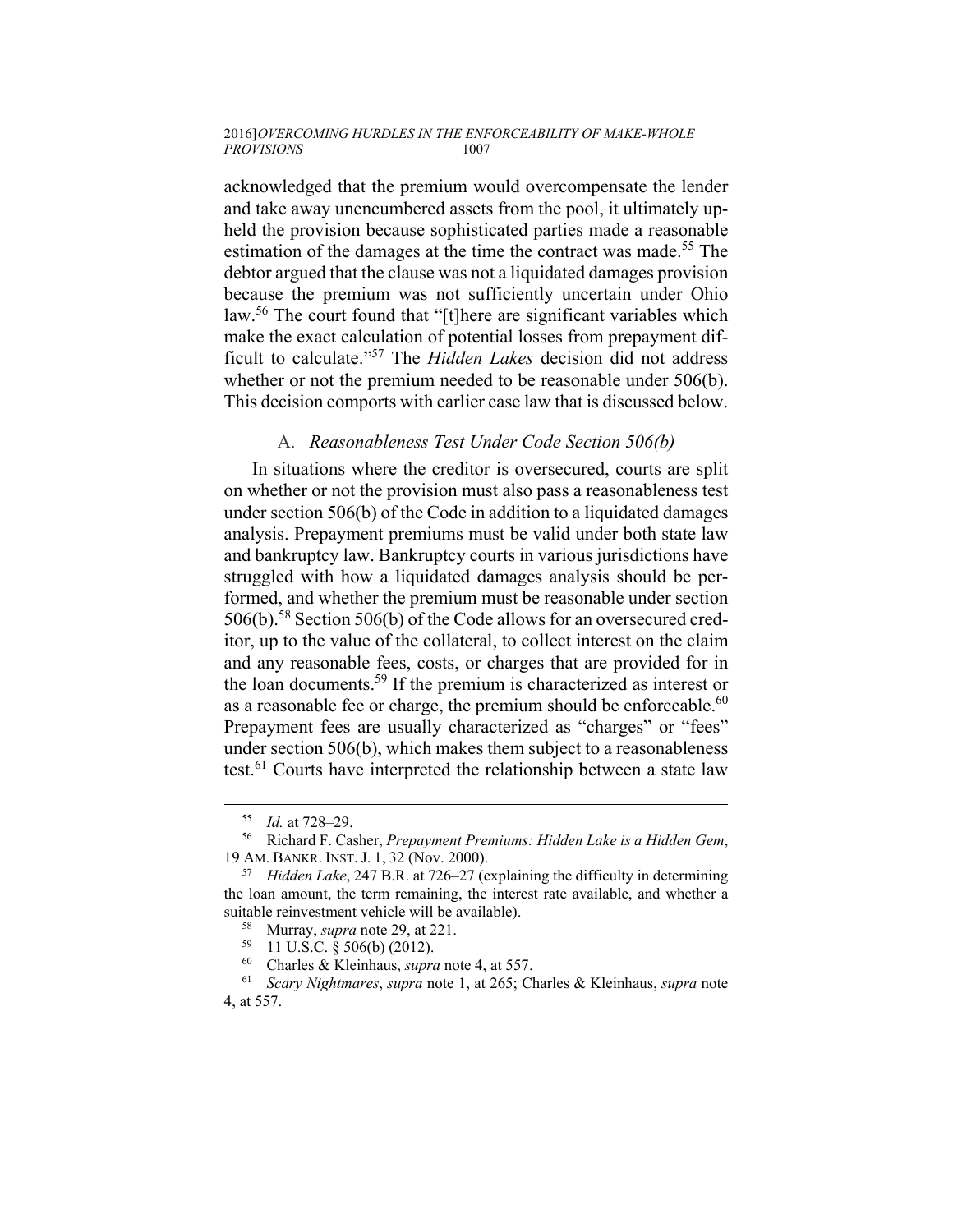acknowledged that the premium would overcompensate the lender and take away unencumbered assets from the pool, it ultimately upheld the provision because sophisticated parties made a reasonable estimation of the damages at the time the contract was made.[55] The debtor argued that the clause was not a liquidated damages provision because the premium was not sufficiently uncertain under Ohio law.[56] The court found that "[t]here are significant variables which make the exact calculation of potential losses from prepayment difficult to calculate."[57] The *Hidden Lakes* decision did not address whether or not the premium needed to be reasonable under 506(b). This decision comports with earlier case law that is discussed below.

### A. *Reasonableness Test Under Code Section 506(b)*

In situations where the creditor is oversecured, courts are split on whether or not the provision must also pass a reasonableness test under section 506(b) of the Code in addition to a liquidated damages analysis. Prepayment premiums must be valid under both state law and bankruptcy law. Bankruptcy courts in various jurisdictions have struggled with how a liquidated damages analysis should be performed, and whether the premium must be reasonable under section 506(b).[58] Section 506(b) of the Code allows for an oversecured creditor, up to the value of the collateral, to collect interest on the claim and any reasonable fees, costs, or charges that are provided for in the loan documents.[59] If the premium is characterized as interest or as a reasonable fee or charge, the premium should be enforceable.[60] Prepayment fees are usually characterized as "charges" or "fees" under section 506(b), which makes them subject to a reasonableness test.[61] Courts have interpreted the relationship between a state law

---

[55] *Id.* at 728–29.

[56] Richard F. Casher, *Prepayment Premiums: Hidden Lake is a Hidden Gem*, 19 AM. BANKR. INST. J. 1, 32 (Nov. 2000).

[57] *Hidden Lake*, 247 B.R. at 726–27 (explaining the difficulty in determining the loan amount, the term remaining, the interest rate available, and whether a suitable reinvestment vehicle will be available).

[58] Murray, *supra* note 29, at 221.

[59] 11 U.S.C. § 506(b) (2012).

[60] Charles & Kleinhaus, *supra* note 4, at 557.

[61] *Scary Nightmares*, *supra* note 1, at 265; Charles & Kleinhaus, *supra* note 4, at 557.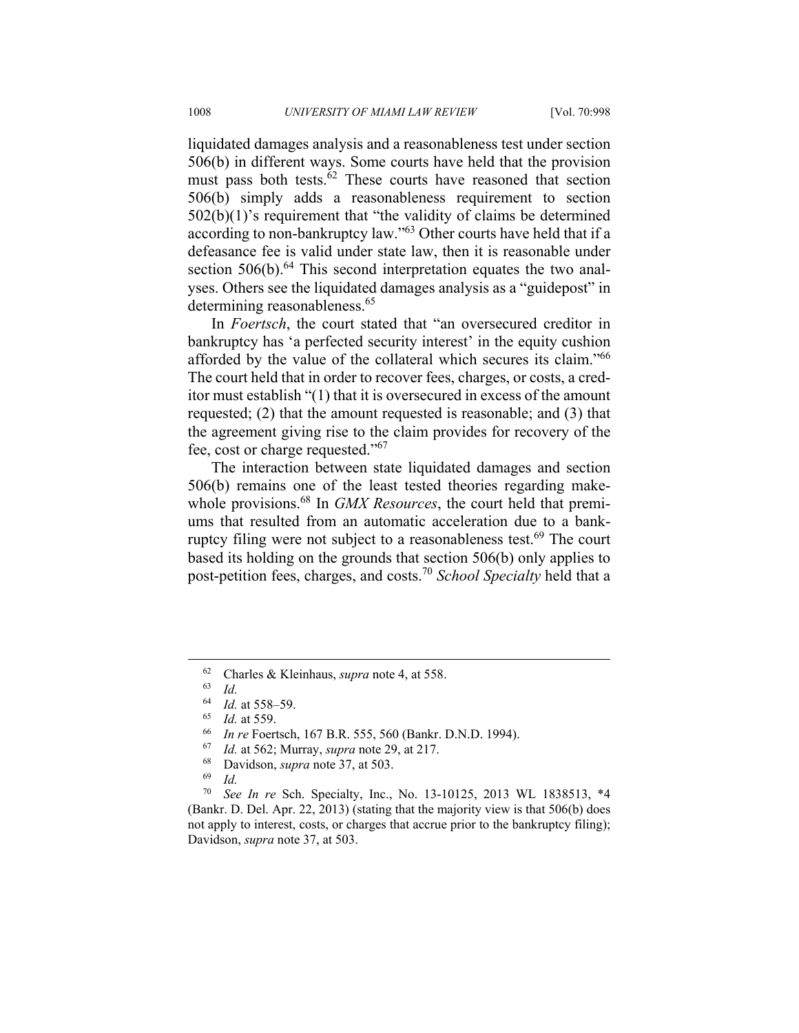liquidated damages analysis and a reasonableness test under section 506(b) in different ways. Some courts have held that the provision must pass both tests.[62] These courts have reasoned that section 506(b) simply adds a reasonableness requirement to section 502(b)(1)'s requirement that "the validity of claims be determined according to non-bankruptcy law."[63] Other courts have held that if a defeasance fee is valid under state law, then it is reasonable under section 506(b).[64] This second interpretation equates the two analyses. Others see the liquidated damages analysis as a "guidepost" in determining reasonableness.[65]

In *Foertsch*, the court stated that "an oversecured creditor in bankruptcy has 'a perfected security interest' in the equity cushion afforded by the value of the collateral which secures its claim."[66] The court held that in order to recover fees, charges, or costs, a creditor must establish "(1) that it is oversecured in excess of the amount requested; (2) that the amount requested is reasonable; and (3) that the agreement giving rise to the claim provides for recovery of the fee, cost or charge requested."[67]

The interaction between state liquidated damages and section 506(b) remains one of the least tested theories regarding make-whole provisions.[68] In *GMX Resources*, the court held that premiums that resulted from an automatic acceleration due to a bankruptcy filing were not subject to a reasonableness test.[69] The court based its holding on the grounds that section 506(b) only applies to post-petition fees, charges, and costs.[70] *School Specialty* held that a

---

[62] Charles & Kleinhaus, *supra* note 4, at 558.

[63] *Id.*

[64] *Id.* at 558–59.

[65] *Id.* at 559.

[66] *In re* Foertsch, 167 B.R. 555, 560 (Bankr. D.N.D. 1994).

[67] *Id.* at 562; Murray, *supra* note 29, at 217.

[68] Davidson, *supra* note 37, at 503.

[69] *Id.*

[70] *See In re* Sch. Specialty, Inc., No. 13-10125, 2013 WL 1838513, *4 (Bankr. D. Del. Apr. 22, 2013) (stating that the majority view is that 506(b) does not apply to interest, costs, or charges that accrue prior to the bankruptcy filing); Davidson, *supra* note 37, at 503.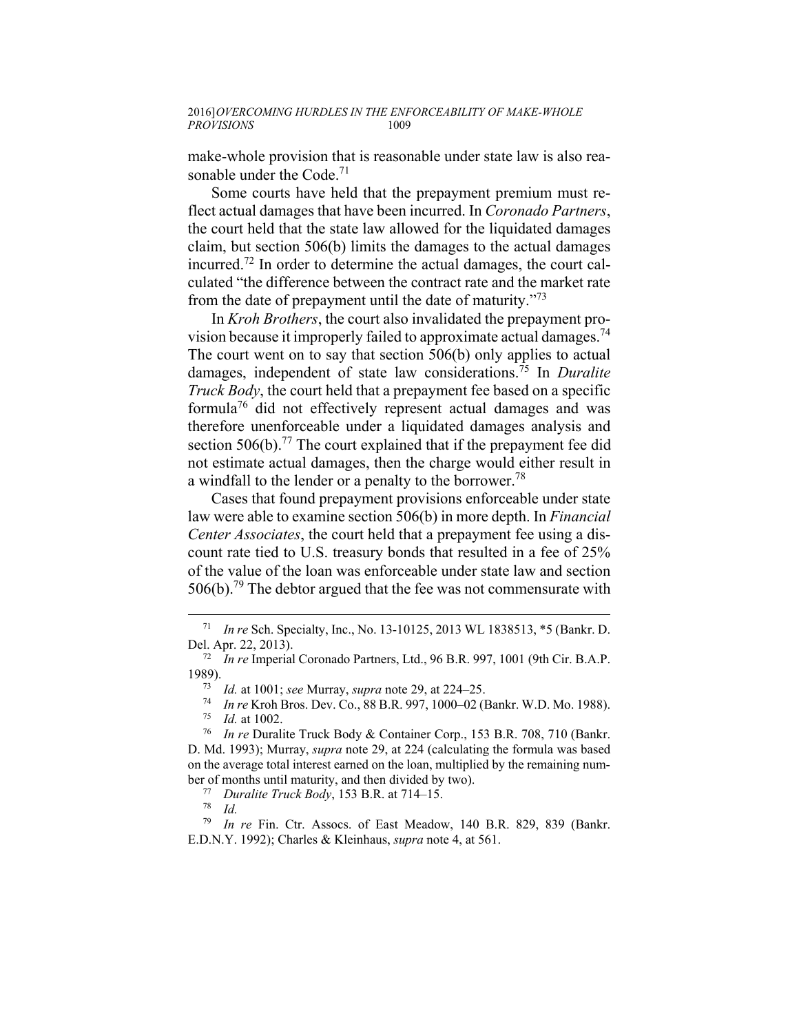make-whole provision that is reasonable under state law is also reasonable under the Code.[71]

Some courts have held that the prepayment premium must reflect actual damages that have been incurred. In *Coronado Partners*, the court held that the state law allowed for the liquidated damages claim, but section 506(b) limits the damages to the actual damages incurred.[72] In order to determine the actual damages, the court calculated "the difference between the contract rate and the market rate from the date of prepayment until the date of maturity."[73]

In *Kroh Brothers*, the court also invalidated the prepayment provision because it improperly failed to approximate actual damages.[74] The court went on to say that section 506(b) only applies to actual damages, independent of state law considerations.[75] In *Duralite Truck Body*, the court held that a prepayment fee based on a specific formula[76] did not effectively represent actual damages and was therefore unenforceable under a liquidated damages analysis and section 506(b).[77] The court explained that if the prepayment fee did not estimate actual damages, then the charge would either result in a windfall to the lender or a penalty to the borrower.[78]

Cases that found prepayment provisions enforceable under state law were able to examine section 506(b) in more depth. In *Financial Center Associates*, the court held that a prepayment fee using a discount rate tied to U.S. treasury bonds that resulted in a fee of 25% of the value of the loan was enforceable under state law and section 506(b).[79] The debtor argued that the fee was not commensurate with

---

[71] *In re* Sch. Specialty, Inc., No. 13-10125, 2013 WL 1838513, *5 (Bankr. D. Del. Apr. 22, 2013).

[72] *In re* Imperial Coronado Partners, Ltd., 96 B.R. 997, 1001 (9th Cir. B.A.P. 1989).

[73] *Id.* at 1001; *see* Murray, *supra* note 29, at 224–25.

[74] *In re* Kroh Bros. Dev. Co., 88 B.R. 997, 1000–02 (Bankr. W.D. Mo. 1988).

[75] *Id.* at 1002.

[76] *In re* Duralite Truck Body & Container Corp., 153 B.R. 708, 710 (Bankr. D. Md. 1993); Murray, *supra* note 29, at 224 (calculating the formula was based on the average total interest earned on the loan, multiplied by the remaining number of months until maturity, and then divided by two).

[77] *Duralite Truck Body*, 153 B.R. at 714–15.

[78] *Id.*

[79] *In re* Fin. Ctr. Assocs. of East Meadow, 140 B.R. 829, 839 (Bankr. E.D.N.Y. 1992); Charles & Kleinhaus, *supra* note 4, at 561.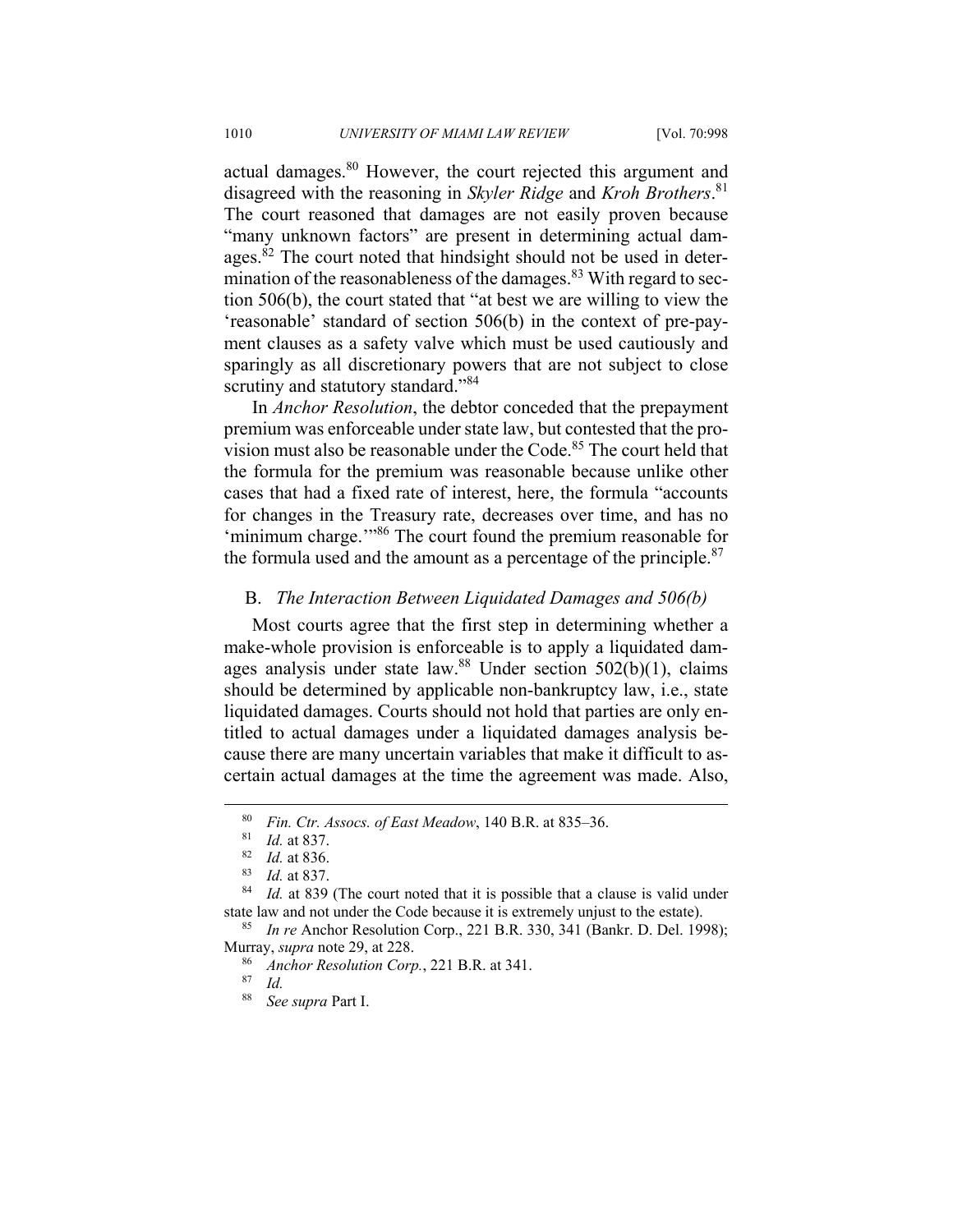actual damages.[80] However, the court rejected this argument and disagreed with the reasoning in *Skyler Ridge* and *Kroh Brothers*.[81] The court reasoned that damages are not easily proven because "many unknown factors" are present in determining actual damages.[82] The court noted that hindsight should not be used in determination of the reasonableness of the damages.[83] With regard to section 506(b), the court stated that "at best we are willing to view the 'reasonable' standard of section 506(b) in the context of pre-payment clauses as a safety valve which must be used cautiously and sparingly as all discretionary powers that are not subject to close scrutiny and statutory standard."[84]

In *Anchor Resolution*, the debtor conceded that the prepayment premium was enforceable under state law, but contested that the provision must also be reasonable under the Code.[85] The court held that the formula for the premium was reasonable because unlike other cases that had a fixed rate of interest, here, the formula "accounts for changes in the Treasury rate, decreases over time, and has no 'minimum charge.'"[86] The court found the premium reasonable for the formula used and the amount as a percentage of the principle.[87]

### B. *The Interaction Between Liquidated Damages and 506(b)*

Most courts agree that the first step in determining whether a make-whole provision is enforceable is to apply a liquidated damages analysis under state law.[88] Under section 502(b)(1), claims should be determined by applicable non-bankruptcy law, i.e., state liquidated damages. Courts should not hold that parties are only entitled to actual damages under a liquidated damages analysis because there are many uncertain variables that make it difficult to ascertain actual damages at the time the agreement was made. Also,

---

[80] *Fin. Ctr. Assocs. of East Meadow*, 140 B.R. at 835–36.

[81] *Id.* at 837.

[82] *Id.* at 836.

[83] *Id.* at 837.

[84] *Id.* at 839 (The court noted that it is possible that a clause is valid under state law and not under the Code because it is extremely unjust to the estate).

[85] *In re* Anchor Resolution Corp., 221 B.R. 330, 341 (Bankr. D. Del. 1998); Murray, *supra* note 29, at 228.

[86] *Anchor Resolution Corp.*, 221 B.R. at 341.

[87] *Id.*

[88] *See supra* Part I.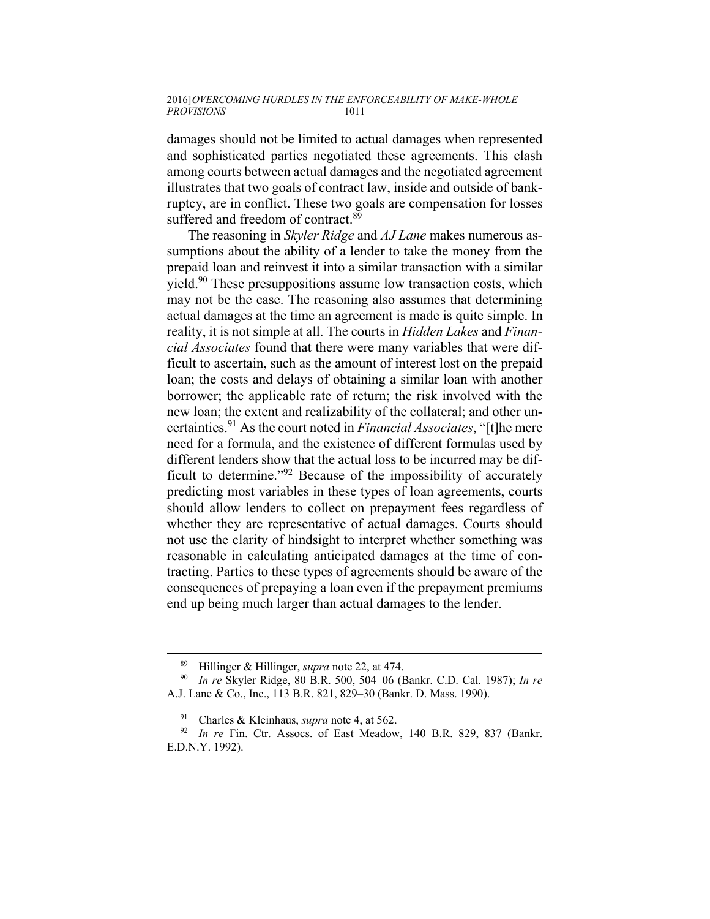damages should not be limited to actual damages when represented and sophisticated parties negotiated these agreements. This clash among courts between actual damages and the negotiated agreement illustrates that two goals of contract law, inside and outside of bankruptcy, are in conflict. These two goals are compensation for losses suffered and freedom of contract.[89]

The reasoning in *Skyler Ridge* and *AJ Lane* makes numerous assumptions about the ability of a lender to take the money from the prepaid loan and reinvest it into a similar transaction with a similar yield.[90] These presuppositions assume low transaction costs, which may not be the case. The reasoning also assumes that determining actual damages at the time an agreement is made is quite simple. In reality, it is not simple at all. The courts in *Hidden Lakes* and *Financial Associates* found that there were many variables that were difficult to ascertain, such as the amount of interest lost on the prepaid loan; the costs and delays of obtaining a similar loan with another borrower; the applicable rate of return; the risk involved with the new loan; the extent and realizability of the collateral; and other uncertainties.[91] As the court noted in *Financial Associates*, "[t]he mere need for a formula, and the existence of different formulas used by different lenders show that the actual loss to be incurred may be difficult to determine."[92] Because of the impossibility of accurately predicting most variables in these types of loan agreements, courts should allow lenders to collect on prepayment fees regardless of whether they are representative of actual damages. Courts should not use the clarity of hindsight to interpret whether something was reasonable in calculating anticipated damages at the time of contracting. Parties to these types of agreements should be aware of the consequences of prepaying a loan even if the prepayment premiums end up being much larger than actual damages to the lender.

---

[89] Hillinger & Hillinger, *supra* note 22, at 474.

[90] *In re* Skyler Ridge, 80 B.R. 500, 504–06 (Bankr. C.D. Cal. 1987); *In re* A.J. Lane & Co., Inc., 113 B.R. 821, 829–30 (Bankr. D. Mass. 1990).

[91] Charles & Kleinhaus, *supra* note 4, at 562.

[92] *In re* Fin. Ctr. Assocs. of East Meadow, 140 B.R. 829, 837 (Bankr. E.D.N.Y. 1992).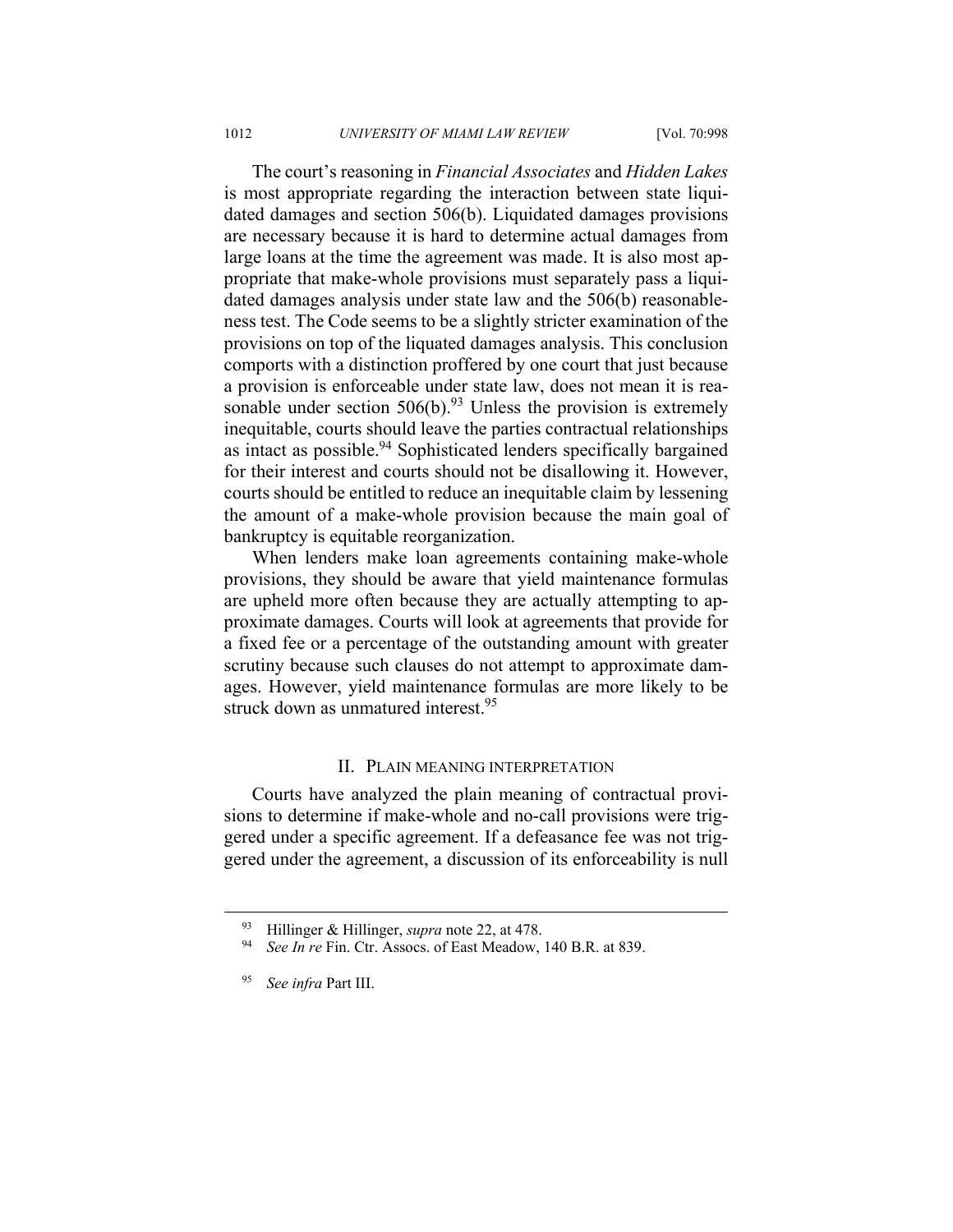The court's reasoning in *Financial Associates* and *Hidden Lakes* is most appropriate regarding the interaction between state liquidated damages and section 506(b). Liquidated damages provisions are necessary because it is hard to determine actual damages from large loans at the time the agreement was made. It is also most appropriate that make-whole provisions must separately pass a liquidated damages analysis under state law and the 506(b) reasonableness test. The Code seems to be a slightly stricter examination of the provisions on top of the liquated damages analysis. This conclusion comports with a distinction proffered by one court that just because a provision is enforceable under state law, does not mean it is reasonable under section 506(b).[93] Unless the provision is extremely inequitable, courts should leave the parties contractual relationships as intact as possible.[94] Sophisticated lenders specifically bargained for their interest and courts should not be disallowing it. However, courts should be entitled to reduce an inequitable claim by lessening the amount of a make-whole provision because the main goal of bankruptcy is equitable reorganization.

When lenders make loan agreements containing make-whole provisions, they should be aware that yield maintenance formulas are upheld more often because they are actually attempting to approximate damages. Courts will look at agreements that provide for a fixed fee or a percentage of the outstanding amount with greater scrutiny because such clauses do not attempt to approximate damages. However, yield maintenance formulas are more likely to be struck down as unmatured interest.[95]

## II. PLAIN MEANING INTERPRETATION

Courts have analyzed the plain meaning of contractual provisions to determine if make-whole and no-call provisions were triggered under a specific agreement. If a defeasance fee was not triggered under the agreement, a discussion of its enforceability is null

---

[93] Hillinger & Hillinger, *supra* note 22, at 478.

[94] *See In re* Fin. Ctr. Assocs. of East Meadow, 140 B.R. at 839.

[95] *See infra* Part III.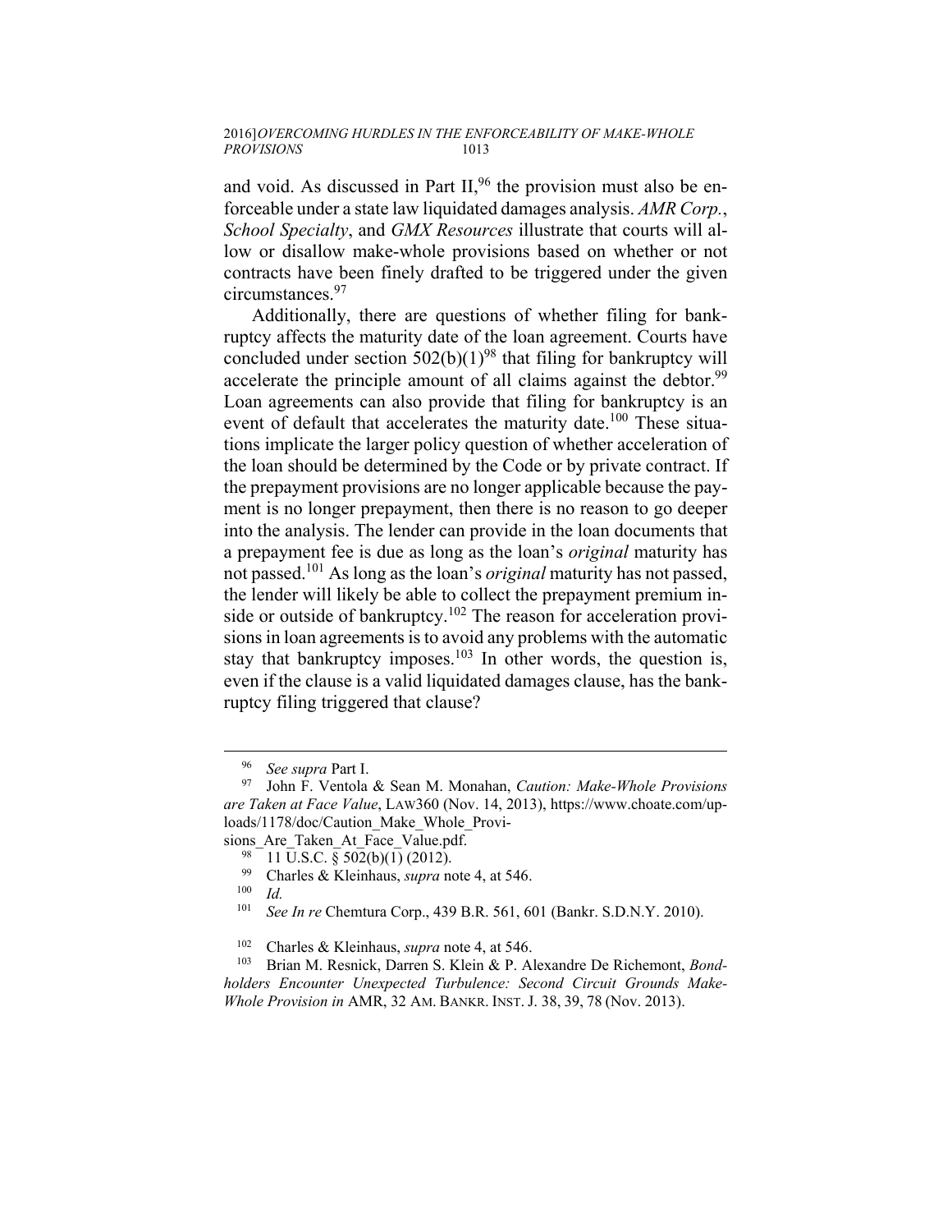and void. As discussed in Part II,[96] the provision must also be enforceable under a state law liquidated damages analysis. *AMR Corp.*, *School Specialty*, and *GMX Resources* illustrate that courts will allow or disallow make-whole provisions based on whether or not contracts have been finely drafted to be triggered under the given circumstances.[97]

Additionally, there are questions of whether filing for bankruptcy affects the maturity date of the loan agreement. Courts have concluded under section 502(b)(1)[98] that filing for bankruptcy will accelerate the principle amount of all claims against the debtor.[99] Loan agreements can also provide that filing for bankruptcy is an event of default that accelerates the maturity date.[100] These situations implicate the larger policy question of whether acceleration of the loan should be determined by the Code or by private contract. If the prepayment provisions are no longer applicable because the payment is no longer prepayment, then there is no reason to go deeper into the analysis. The lender can provide in the loan documents that a prepayment fee is due as long as the loan's *original* maturity has not passed.[101] As long as the loan's *original* maturity has not passed, the lender will likely be able to collect the prepayment premium inside or outside of bankruptcy.[102] The reason for acceleration provisions in loan agreements is to avoid any problems with the automatic stay that bankruptcy imposes.[103] In other words, the question is, even if the clause is a valid liquidated damages clause, has the bankruptcy filing triggered that clause?

---

[96] *See supra* Part I.

[97] John F. Ventola & Sean M. Monahan, *Caution: Make-Whole Provisions are Taken at Face Value*, LAW360 (Nov. 14, 2013), https://www.choate.com/uploads/1178/doc/Caution_Make_Whole_Provisions_Are_Taken_At_Face_Value.pdf.

[98] 11 U.S.C. § 502(b)(1) (2012).

[99] Charles & Kleinhaus, *supra* note 4, at 546.

[100] *Id.*

[101] *See In re* Chemtura Corp., 439 B.R. 561, 601 (Bankr. S.D.N.Y. 2010).

[102] Charles & Kleinhaus, *supra* note 4, at 546.

[103] Brian M. Resnick, Darren S. Klein & P. Alexandre De Richemont, *Bondholders Encounter Unexpected Turbulence: Second Circuit Grounds Make-Whole Provision in* AMR, 32 AM. BANKR. INST. J. 38, 39, 78 (Nov. 2013).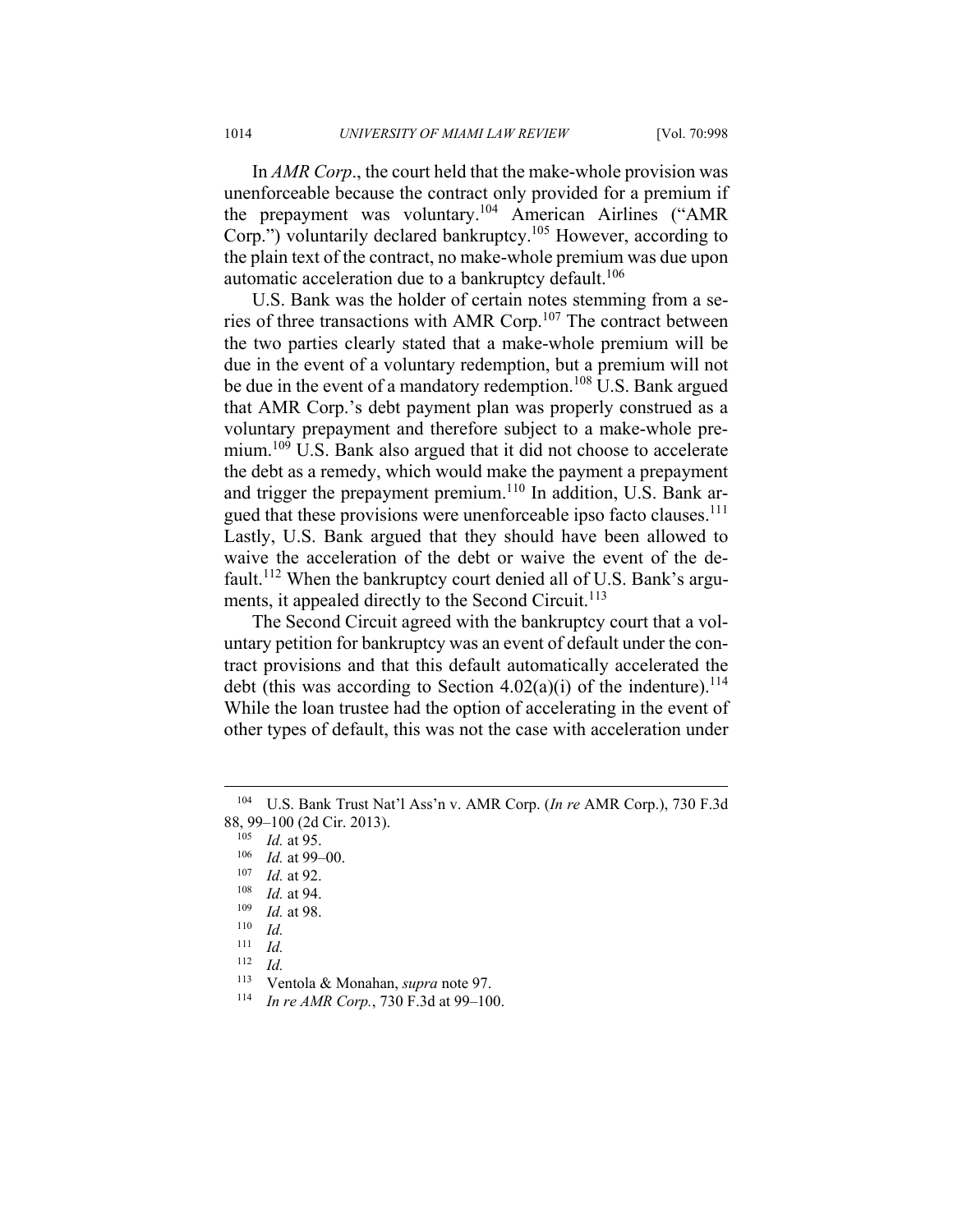In *AMR Corp*., the court held that the make-whole provision was unenforceable because the contract only provided for a premium if the prepayment was voluntary.[104] American Airlines ("AMR Corp.") voluntarily declared bankruptcy.[105] However, according to the plain text of the contract, no make-whole premium was due upon automatic acceleration due to a bankruptcy default.[106]

U.S. Bank was the holder of certain notes stemming from a series of three transactions with AMR Corp.[107] The contract between the two parties clearly stated that a make-whole premium will be due in the event of a voluntary redemption, but a premium will not be due in the event of a mandatory redemption.[108] U.S. Bank argued that AMR Corp.'s debt payment plan was properly construed as a voluntary prepayment and therefore subject to a make-whole premium.[109] U.S. Bank also argued that it did not choose to accelerate the debt as a remedy, which would make the payment a prepayment and trigger the prepayment premium.[110] In addition, U.S. Bank argued that these provisions were unenforceable ipso facto clauses.[111] Lastly, U.S. Bank argued that they should have been allowed to waive the acceleration of the debt or waive the event of the default.[112] When the bankruptcy court denied all of U.S. Bank's arguments, it appealed directly to the Second Circuit.[113]

The Second Circuit agreed with the bankruptcy court that a voluntary petition for bankruptcy was an event of default under the contract provisions and that this default automatically accelerated the debt (this was according to Section 4.02(a)(i) of the indenture).[114] While the loan trustee had the option of accelerating in the event of other types of default, this was not the case with acceleration under

---

[104] U.S. Bank Trust Nat'l Ass'n v. AMR Corp. (*In re* AMR Corp.), 730 F.3d 88, 99–100 (2d Cir. 2013).

[105] *Id.* at 95.

[106] *Id.* at 99–00.

[107] *Id.* at 92.

[108] *Id.* at 94.

[109] *Id.* at 98.

[110] *Id.*

[111] *Id.*

[112] *Id.*

[113] Ventola & Monahan, *supra* note 97.

[114] *In re AMR Corp.*, 730 F.3d at 99–100.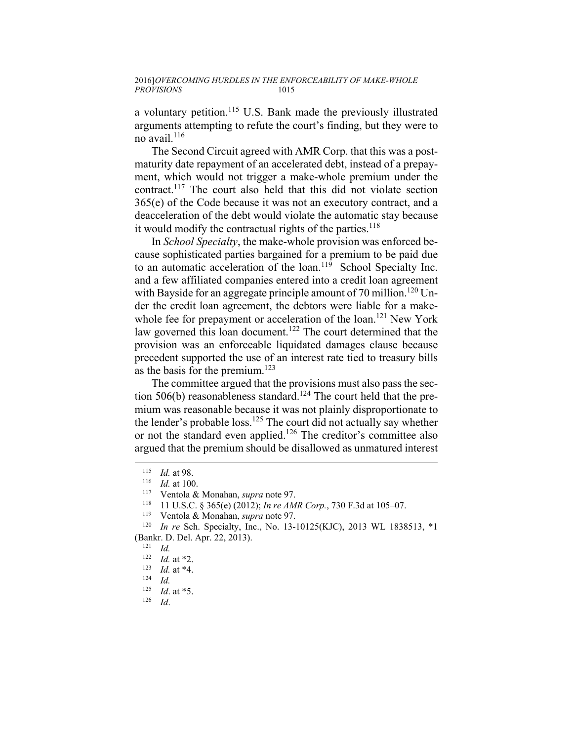a voluntary petition.[115] U.S. Bank made the previously illustrated arguments attempting to refute the court's finding, but they were to no avail.[116]

The Second Circuit agreed with AMR Corp. that this was a post-maturity date repayment of an accelerated debt, instead of a prepayment, which would not trigger a make-whole premium under the contract.[117] The court also held that this did not violate section 365(e) of the Code because it was not an executory contract, and a deacceleration of the debt would violate the automatic stay because it would modify the contractual rights of the parties.[118]

In *School Specialty*, the make-whole provision was enforced because sophisticated parties bargained for a premium to be paid due to an automatic acceleration of the loan.[119] School Specialty Inc. and a few affiliated companies entered into a credit loan agreement with Bayside for an aggregate principle amount of 70 million.[120] Under the credit loan agreement, the debtors were liable for a make-whole fee for prepayment or acceleration of the loan.[121] New York law governed this loan document.[122] The court determined that the provision was an enforceable liquidated damages clause because precedent supported the use of an interest rate tied to treasury bills as the basis for the premium.[123]

The committee argued that the provisions must also pass the section 506(b) reasonableness standard.[124] The court held that the premium was reasonable because it was not plainly disproportionate to the lender's probable loss.[125] The court did not actually say whether or not the standard even applied.[126] The creditor's committee also argued that the premium should be disallowed as unmatured interest

---

[115] *Id.* at 98.

[116] *Id.* at 100.

[117] Ventola & Monahan, *supra* note 97.

[118] 11 U.S.C. § 365(e) (2012); *In re AMR Corp.*, 730 F.3d at 105–07.

[119] Ventola & Monahan, *supra* note 97.

[120] *In re* Sch. Specialty, Inc., No. 13-10125(KJC), 2013 WL 1838513, *1 (Bankr. D. Del. Apr. 22, 2013).

[121] *Id.*

[122] *Id.* at *2.

[123] *Id.* at *4.

[124] *Id.*

[125] *Id*. at *5.

[126] *Id*.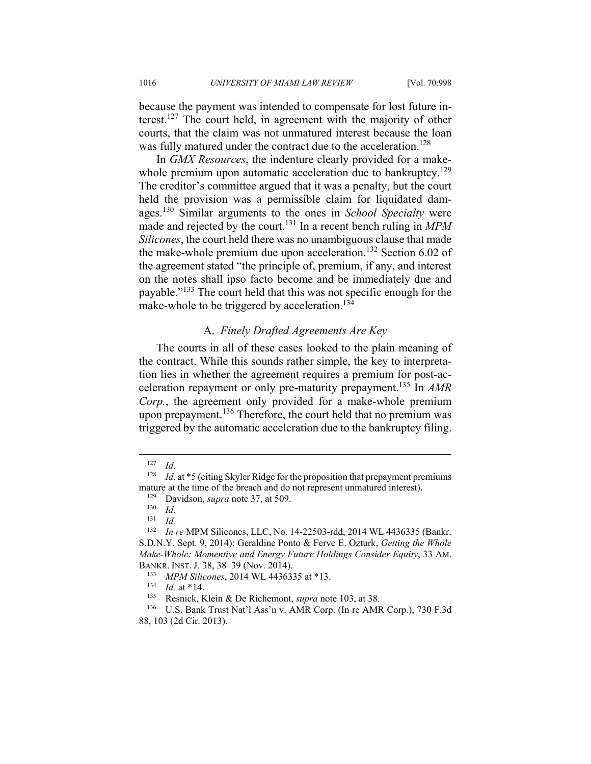because the payment was intended to compensate for lost future interest.[127] The court held, in agreement with the majority of other courts, that the claim was not unmatured interest because the loan was fully matured under the contract due to the acceleration.[128]

In *GMX Resources*, the indenture clearly provided for a make-whole premium upon automatic acceleration due to bankruptcy.[129] The creditor's committee argued that it was a penalty, but the court held the provision was a permissible claim for liquidated damages.[130] Similar arguments to the ones in *School Specialty* were made and rejected by the court.[131] In a recent bench ruling in *MPM Silicones*, the court held there was no unambiguous clause that made the make-whole premium due upon acceleration.[132] Section 6.02 of the agreement stated "the principle of, premium, if any, and interest on the notes shall ipso facto become and be immediately due and payable."[133] The court held that this was not specific enough for the make-whole to be triggered by acceleration.[134]

### A. *Finely Drafted Agreements Are Key*

The courts in all of these cases looked to the plain meaning of the contract. While this sounds rather simple, the key to interpretation lies in whether the agreement requires a premium for post-acceleration repayment or only pre-maturity prepayment.[135] In *AMR Corp.*, the agreement only provided for a make-whole premium upon prepayment.[136] Therefore, the court held that no premium was triggered by the automatic acceleration due to the bankruptcy filing.

---

[127] *Id*.

[128] *Id*. at *5 (citing Skyler Ridge for the proposition that prepayment premiums mature at the time of the breach and do not represent unmatured interest).

[129] Davidson, *supra* note 37, at 509.

[130] *Id*.

[131] *Id.*

[132] *In re* MPM Silicones, LLC, No. 14-22503-rdd, 2014 WL 4436335 (Bankr. S.D.N.Y. Sept. 9, 2014); Geraldine Ponto & Ferve E. Ozturk, *Getting the Whole Make-Whole: Momentive and Energy Future Holdings Consider Equity*, 33 AM. BANKR. INST. J. 38, 38–39 (Nov. 2014).

[133] *MPM Silicones*, 2014 WL 4436335 at *13.

[134] *Id.* at *14.

[135] Resnick, Klein & De Richemont, *supra* note 103, at 38.

[136] U.S. Bank Trust Nat'l Ass'n v. AMR Corp. (In re AMR Corp.), 730 F.3d 88, 103 (2d Cir. 2013).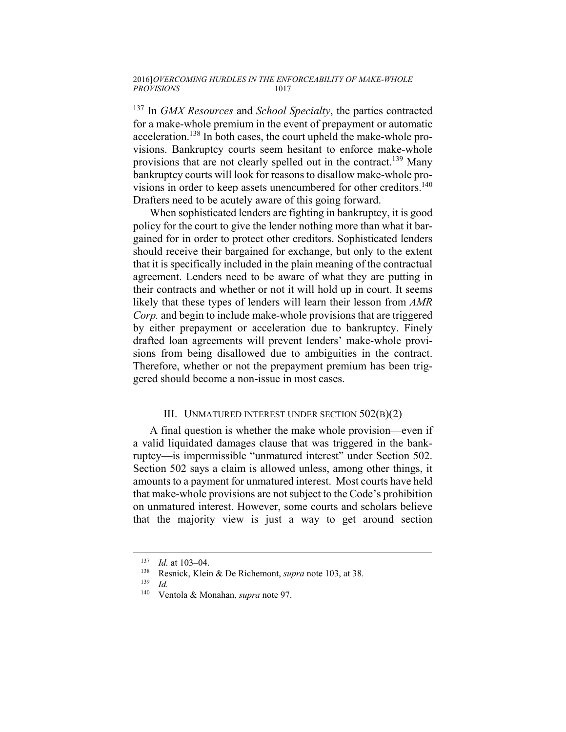[137] In *GMX Resources* and *School Specialty*, the parties contracted for a make-whole premium in the event of prepayment or automatic acceleration.[138] In both cases, the court upheld the make-whole provisions. Bankruptcy courts seem hesitant to enforce make-whole provisions that are not clearly spelled out in the contract.[139] Many bankruptcy courts will look for reasons to disallow make-whole provisions in order to keep assets unencumbered for other creditors.[140] Drafters need to be acutely aware of this going forward.

When sophisticated lenders are fighting in bankruptcy, it is good policy for the court to give the lender nothing more than what it bargained for in order to protect other creditors. Sophisticated lenders should receive their bargained for exchange, but only to the extent that it is specifically included in the plain meaning of the contractual agreement. Lenders need to be aware of what they are putting in their contracts and whether or not it will hold up in court. It seems likely that these types of lenders will learn their lesson from *AMR Corp.* and begin to include make-whole provisions that are triggered by either prepayment or acceleration due to bankruptcy. Finely drafted loan agreements will prevent lenders' make-whole provisions from being disallowed due to ambiguities in the contract. Therefore, whether or not the prepayment premium has been triggered should become a non-issue in most cases.

## III. Unmatured interest under section 502(b)(2)

A final question is whether the make whole provision—even if a valid liquidated damages clause that was triggered in the bankruptcy—is impermissible "unmatured interest" under Section 502. Section 502 says a claim is allowed unless, among other things, it amounts to a payment for unmatured interest. Most courts have held that make-whole provisions are not subject to the Code's prohibition on unmatured interest. However, some courts and scholars believe that the majority view is just a way to get around section

---

[137] *Id.* at 103–04.

[138] Resnick, Klein & De Richemont, *supra* note 103, at 38.

[139] *Id.*

[140] Ventola & Monahan, *supra* note 97.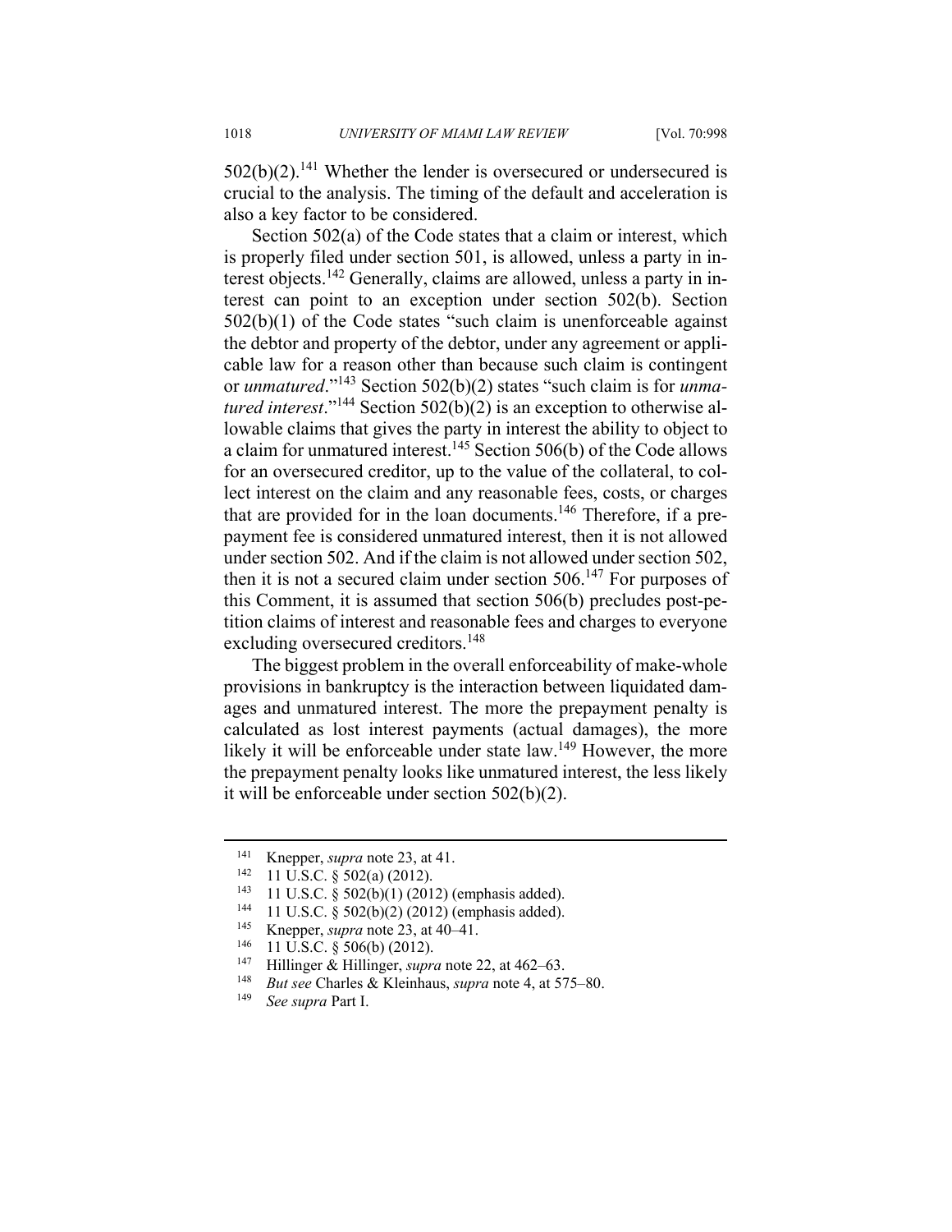502(b)(2).[141] Whether the lender is oversecured or undersecured is crucial to the analysis. The timing of the default and acceleration is also a key factor to be considered.

Section 502(a) of the Code states that a claim or interest, which is properly filed under section 501, is allowed, unless a party in interest objects.[142] Generally, claims are allowed, unless a party in interest can point to an exception under section 502(b). Section 502(b)(1) of the Code states "such claim is unenforceable against the debtor and property of the debtor, under any agreement or applicable law for a reason other than because such claim is contingent or *unmatured*."[143] Section 502(b)(2) states "such claim is for *unmatured interest*."[144] Section 502(b)(2) is an exception to otherwise allowable claims that gives the party in interest the ability to object to a claim for unmatured interest.[145] Section 506(b) of the Code allows for an oversecured creditor, up to the value of the collateral, to collect interest on the claim and any reasonable fees, costs, or charges that are provided for in the loan documents.[146] Therefore, if a prepayment fee is considered unmatured interest, then it is not allowed under section 502. And if the claim is not allowed under section 502, then it is not a secured claim under section 506.[147] For purposes of this Comment, it is assumed that section 506(b) precludes post-petition claims of interest and reasonable fees and charges to everyone excluding oversecured creditors.[148]

The biggest problem in the overall enforceability of make-whole provisions in bankruptcy is the interaction between liquidated damages and unmatured interest. The more the prepayment penalty is calculated as lost interest payments (actual damages), the more likely it will be enforceable under state law.[149] However, the more the prepayment penalty looks like unmatured interest, the less likely it will be enforceable under section 502(b)(2).

---

[141] Knepper, *supra* note 23, at 41.

[142] 11 U.S.C. § 502(a) (2012).

[143] 11 U.S.C. § 502(b)(1) (2012) (emphasis added).

[144] 11 U.S.C. § 502(b)(2) (2012) (emphasis added).

[145] Knepper, *supra* note 23, at 40–41.

[146] 11 U.S.C. § 506(b) (2012).

[147] Hillinger & Hillinger, *supra* note 22, at 462–63.

[148] *But see* Charles & Kleinhaus, *supra* note 4, at 575–80.

[149] *See supra* Part I.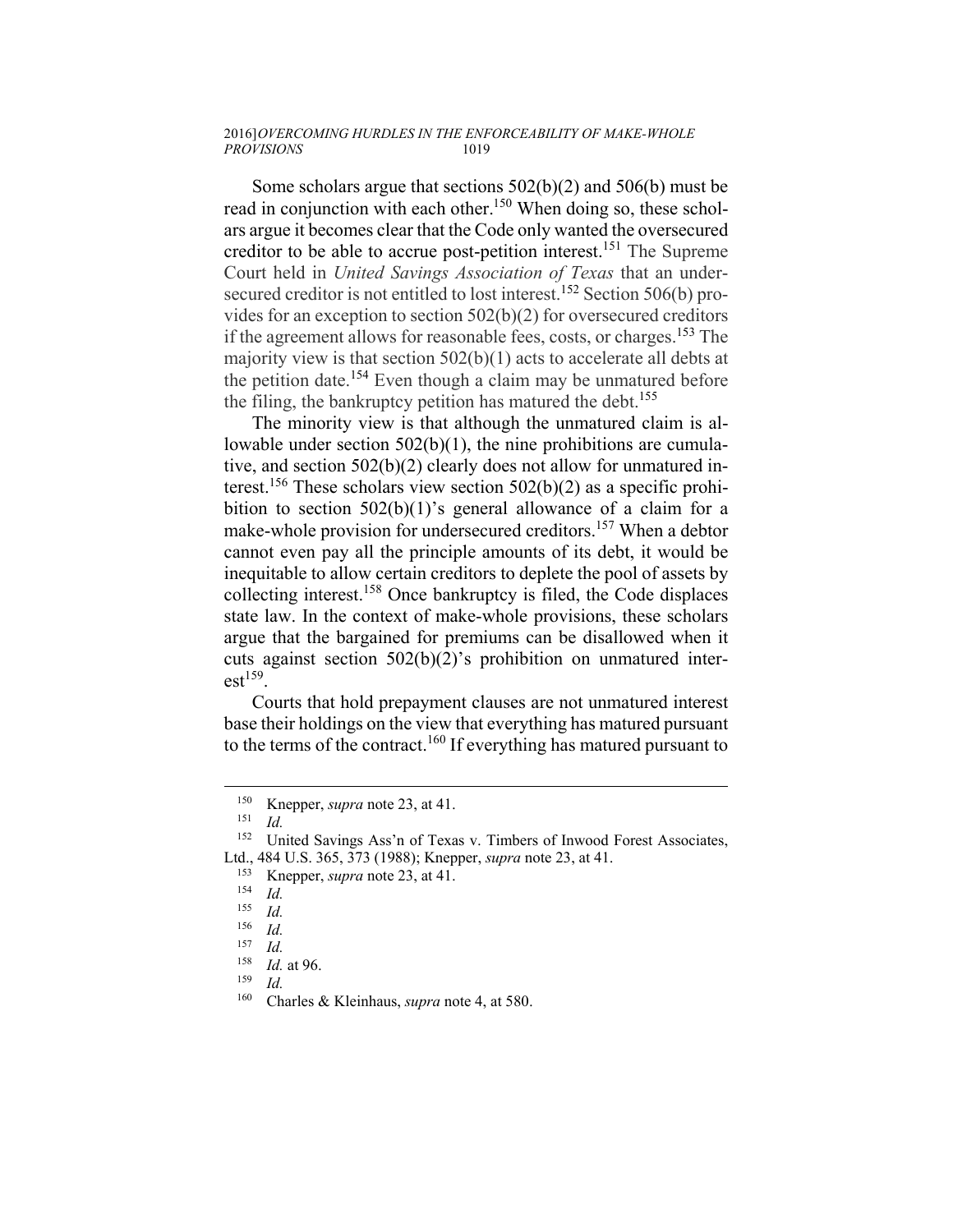Some scholars argue that sections 502(b)(2) and 506(b) must be read in conjunction with each other.[150] When doing so, these scholars argue it becomes clear that the Code only wanted the oversecured creditor to be able to accrue post-petition interest.[151] The Supreme Court held in *United Savings Association of Texas* that an undersecured creditor is not entitled to lost interest.[152] Section 506(b) provides for an exception to section 502(b)(2) for oversecured creditors if the agreement allows for reasonable fees, costs, or charges.[153] The majority view is that section 502(b)(1) acts to accelerate all debts at the petition date.[154] Even though a claim may be unmatured before the filing, the bankruptcy petition has matured the debt.[155]

The minority view is that although the unmatured claim is allowable under section 502(b)(1), the nine prohibitions are cumulative, and section 502(b)(2) clearly does not allow for unmatured interest.[156] These scholars view section 502(b)(2) as a specific prohibition to section 502(b)(1)'s general allowance of a claim for a make-whole provision for undersecured creditors.[157] When a debtor cannot even pay all the principle amounts of its debt, it would be inequitable to allow certain creditors to deplete the pool of assets by collecting interest.[158] Once bankruptcy is filed, the Code displaces state law. In the context of make-whole provisions, these scholars argue that the bargained for premiums can be disallowed when it cuts against section 502(b)(2)'s prohibition on unmatured interest[159].

Courts that hold prepayment clauses are not unmatured interest base their holdings on the view that everything has matured pursuant to the terms of the contract.[160] If everything has matured pursuant to

---

[150] Knepper, *supra* note 23, at 41.

[151] *Id.*

[152] United Savings Ass'n of Texas v. Timbers of Inwood Forest Associates, Ltd., 484 U.S. 365, 373 (1988); Knepper, *supra* note 23, at 41.

[153] Knepper, *supra* note 23, at 41.

[154] *Id.*

[155] *Id.*

[156] *Id.*

[157] *Id.*

[158] *Id.* at 96.

[159] *Id.*

[160] Charles & Kleinhaus, *supra* note 4, at 580.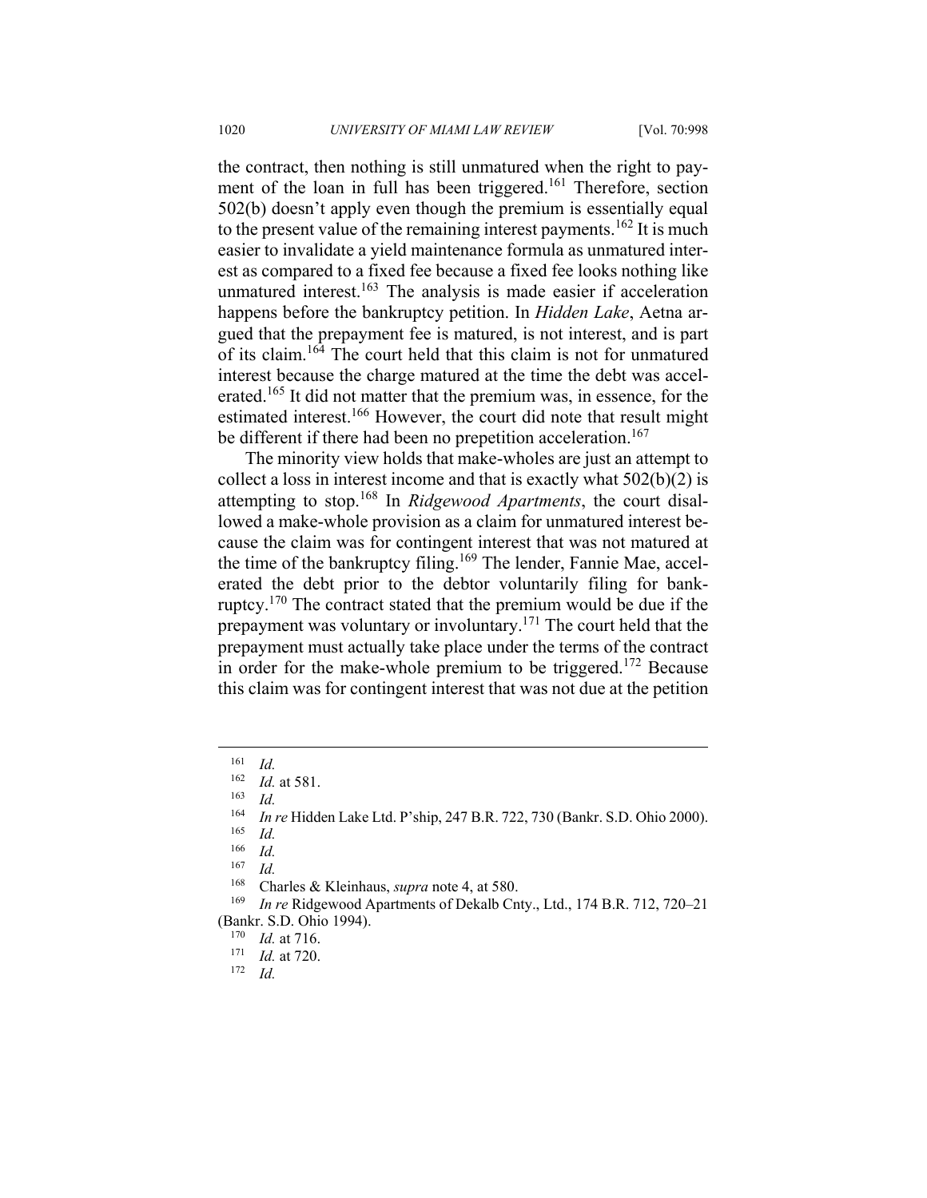the contract, then nothing is still unmatured when the right to payment of the loan in full has been triggered.[161] Therefore, section 502(b) doesn't apply even though the premium is essentially equal to the present value of the remaining interest payments.[162] It is much easier to invalidate a yield maintenance formula as unmatured interest as compared to a fixed fee because a fixed fee looks nothing like unmatured interest.[163] The analysis is made easier if acceleration happens before the bankruptcy petition. In *Hidden Lake*, Aetna argued that the prepayment fee is matured, is not interest, and is part of its claim.[164] The court held that this claim is not for unmatured interest because the charge matured at the time the debt was accelerated.[165] It did not matter that the premium was, in essence, for the estimated interest.[166] However, the court did note that result might be different if there had been no prepetition acceleration.[167]

The minority view holds that make-wholes are just an attempt to collect a loss in interest income and that is exactly what 502(b)(2) is attempting to stop.[168] In *Ridgewood Apartments*, the court disallowed a make-whole provision as a claim for unmatured interest because the claim was for contingent interest that was not matured at the time of the bankruptcy filing.[169] The lender, Fannie Mae, accelerated the debt prior to the debtor voluntarily filing for bankruptcy.[170] The contract stated that the premium would be due if the prepayment was voluntary or involuntary.[171] The court held that the prepayment must actually take place under the terms of the contract in order for the make-whole premium to be triggered.[172] Because this claim was for contingent interest that was not due at the petition

---

[161] *Id.*

[162] *Id.* at 581.

[163] *Id.*

[164] *In re* Hidden Lake Ltd. P'ship, 247 B.R. 722, 730 (Bankr. S.D. Ohio 2000).

[165] *Id.*

[166] *Id.*

[167] *Id.*

[168] Charles & Kleinhaus, *supra* note 4, at 580.

[169] *In re* Ridgewood Apartments of Dekalb Cnty., Ltd., 174 B.R. 712, 720–21 (Bankr. S.D. Ohio 1994).

[170] *Id.* at 716.

[171] *Id.* at 720.

[172] *Id.*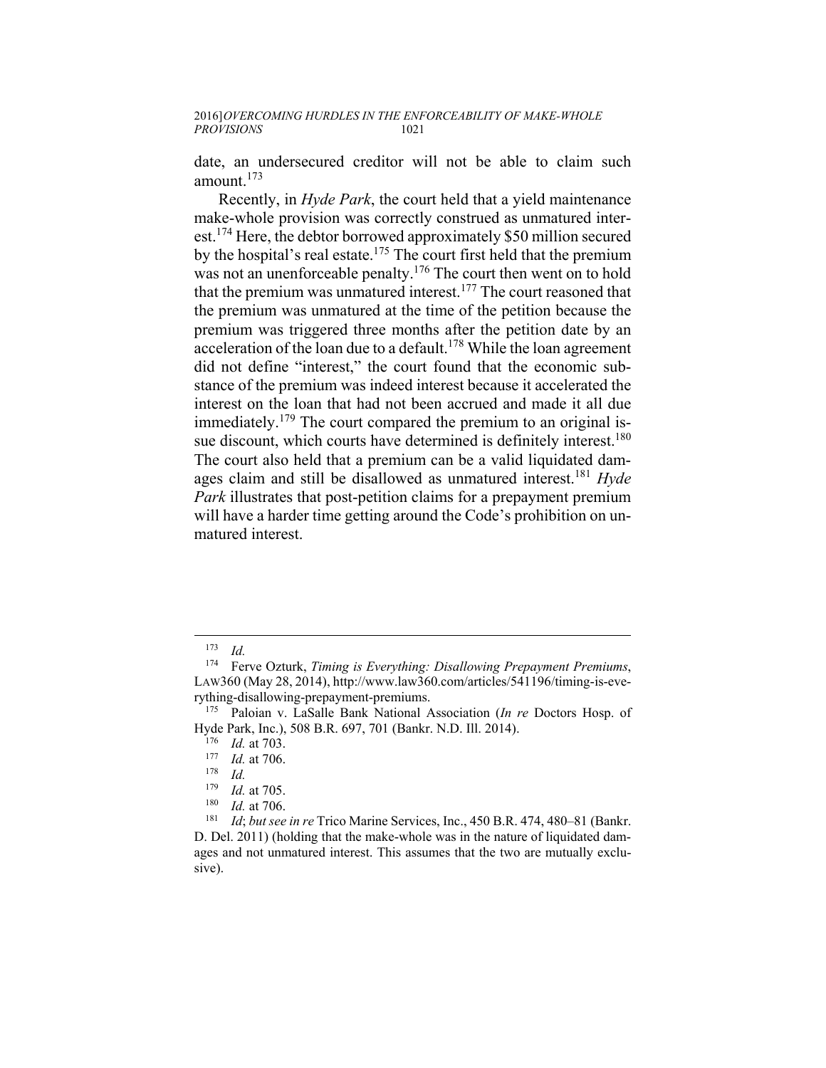date, an undersecured creditor will not be able to claim such amount.[173]

Recently, in *Hyde Park*, the court held that a yield maintenance make-whole provision was correctly construed as unmatured interest.[174] Here, the debtor borrowed approximately $50 million secured by the hospital's real estate.[175] The court first held that the premium was not an unenforceable penalty.[176] The court then went on to hold that the premium was unmatured interest.[177] The court reasoned that the premium was unmatured at the time of the petition because the premium was triggered three months after the petition date by an acceleration of the loan due to a default.[178] While the loan agreement did not define "interest," the court found that the economic substance of the premium was indeed interest because it accelerated the interest on the loan that had not been accrued and made it all due immediately.[179] The court compared the premium to an original issue discount, which courts have determined is definitely interest.[180] The court also held that a premium can be a valid liquidated damages claim and still be disallowed as unmatured interest.[181] *Hyde Park* illustrates that post-petition claims for a prepayment premium will have a harder time getting around the Code's prohibition on unmatured interest.

---

[173] *Id.*

[174] Ferve Ozturk, *Timing is Everything: Disallowing Prepayment Premiums*, LAW360 (May 28, 2014), http://www.law360.com/articles/541196/timing-is-everything-disallowing-prepayment-premiums.

[175] Paloian v. LaSalle Bank National Association (*In re* Doctors Hosp. of Hyde Park, Inc.), 508 B.R. 697, 701 (Bankr. N.D. Ill. 2014).

[176] *Id.* at 703.

[177] *Id.* at 706.

[178] *Id.*

[179] *Id.* at 705.

[180] *Id.* at 706.

[181] *Id*; *but see in re* Trico Marine Services, Inc., 450 B.R. 474, 480–81 (Bankr. D. Del. 2011) (holding that the make-whole was in the nature of liquidated damages and not unmatured interest. This assumes that the two are mutually exclusive).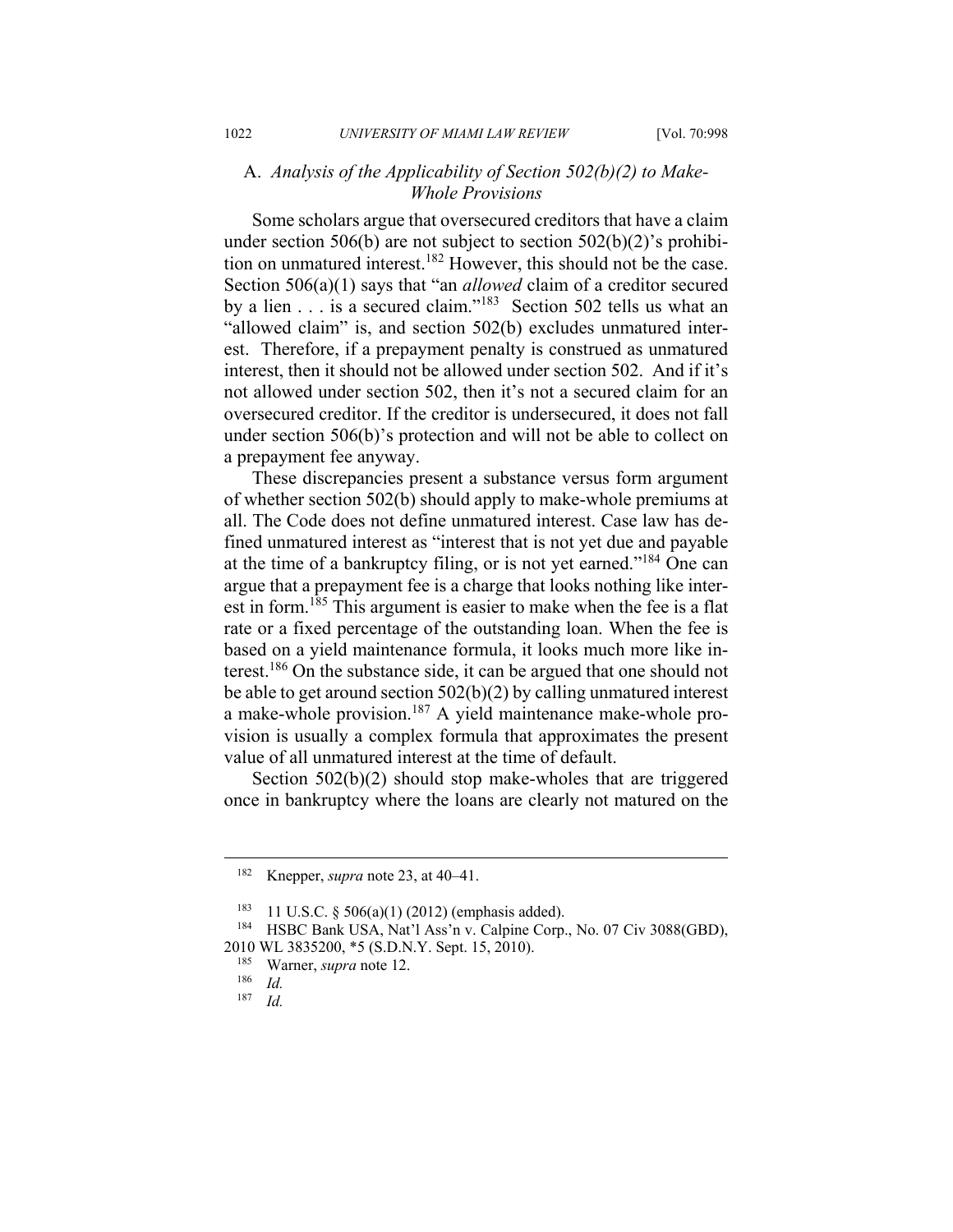### A. *Analysis of the Applicability of Section 502(b)(2) to Make-Whole Provisions*

Some scholars argue that oversecured creditors that have a claim under section 506(b) are not subject to section 502(b)(2)'s prohibition on unmatured interest.[182] However, this should not be the case. Section 506(a)(1) says that "an *allowed* claim of a creditor secured by a lien . . . is a secured claim."[183] Section 502 tells us what an "allowed claim" is, and section 502(b) excludes unmatured interest. Therefore, if a prepayment penalty is construed as unmatured interest, then it should not be allowed under section 502. And if it's not allowed under section 502, then it's not a secured claim for an oversecured creditor. If the creditor is undersecured, it does not fall under section 506(b)'s protection and will not be able to collect on a prepayment fee anyway.

These discrepancies present a substance versus form argument of whether section 502(b) should apply to make-whole premiums at all. The Code does not define unmatured interest. Case law has defined unmatured interest as "interest that is not yet due and payable at the time of a bankruptcy filing, or is not yet earned."[184] One can argue that a prepayment fee is a charge that looks nothing like interest in form.[185] This argument is easier to make when the fee is a flat rate or a fixed percentage of the outstanding loan. When the fee is based on a yield maintenance formula, it looks much more like interest.[186] On the substance side, it can be argued that one should not be able to get around section 502(b)(2) by calling unmatured interest a make-whole provision.[187] A yield maintenance make-whole provision is usually a complex formula that approximates the present value of all unmatured interest at the time of default.

Section 502(b)(2) should stop make-wholes that are triggered once in bankruptcy where the loans are clearly not matured on the

---

[182] Knepper, *supra* note 23, at 40–41.

[183] 11 U.S.C. § 506(a)(1) (2012) (emphasis added).

[184] HSBC Bank USA, Nat'l Ass'n v. Calpine Corp., No. 07 Civ 3088(GBD), 2010 WL 3835200, *5 (S.D.N.Y. Sept. 15, 2010).

[185] Warner, *supra* note 12.

[186] *Id.*

[187] *Id.*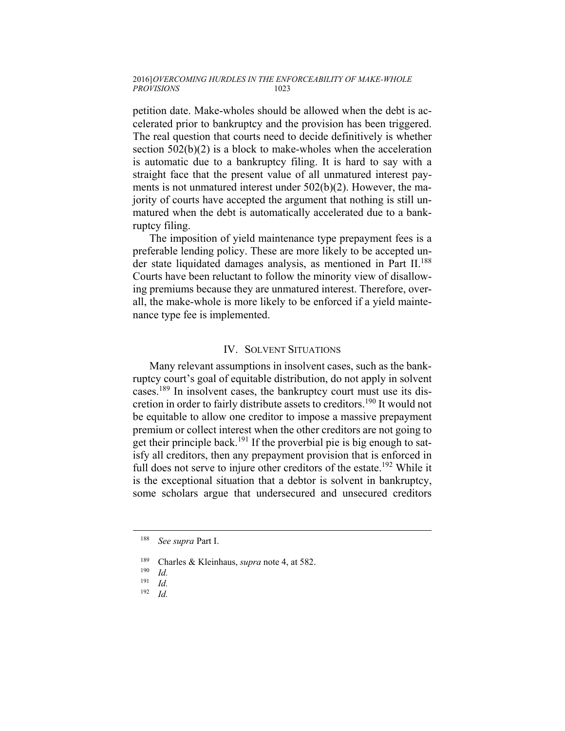petition date. Make-wholes should be allowed when the debt is accelerated prior to bankruptcy and the provision has been triggered. The real question that courts need to decide definitively is whether section 502(b)(2) is a block to make-wholes when the acceleration is automatic due to a bankruptcy filing. It is hard to say with a straight face that the present value of all unmatured interest payments is not unmatured interest under 502(b)(2). However, the majority of courts have accepted the argument that nothing is still unmatured when the debt is automatically accelerated due to a bankruptcy filing.

The imposition of yield maintenance type prepayment fees is a preferable lending policy. These are more likely to be accepted under state liquidated damages analysis, as mentioned in Part II.[188] Courts have been reluctant to follow the minority view of disallowing premiums because they are unmatured interest. Therefore, overall, the make-whole is more likely to be enforced if a yield maintenance type fee is implemented.

## IV. SOLVENT SITUATIONS

Many relevant assumptions in insolvent cases, such as the bankruptcy court's goal of equitable distribution, do not apply in solvent cases.[189] In insolvent cases, the bankruptcy court must use its discretion in order to fairly distribute assets to creditors.[190] It would not be equitable to allow one creditor to impose a massive prepayment premium or collect interest when the other creditors are not going to get their principle back.[191] If the proverbial pie is big enough to satisfy all creditors, then any prepayment provision that is enforced in full does not serve to injure other creditors of the estate.[192] While it is the exceptional situation that a debtor is solvent in bankruptcy, some scholars argue that undersecured and unsecured creditors

---

[188] *See supra* Part I.

[189] Charles & Kleinhaus, *supra* note 4, at 582.

[190] *Id.*

[191] *Id.*

[192] *Id.*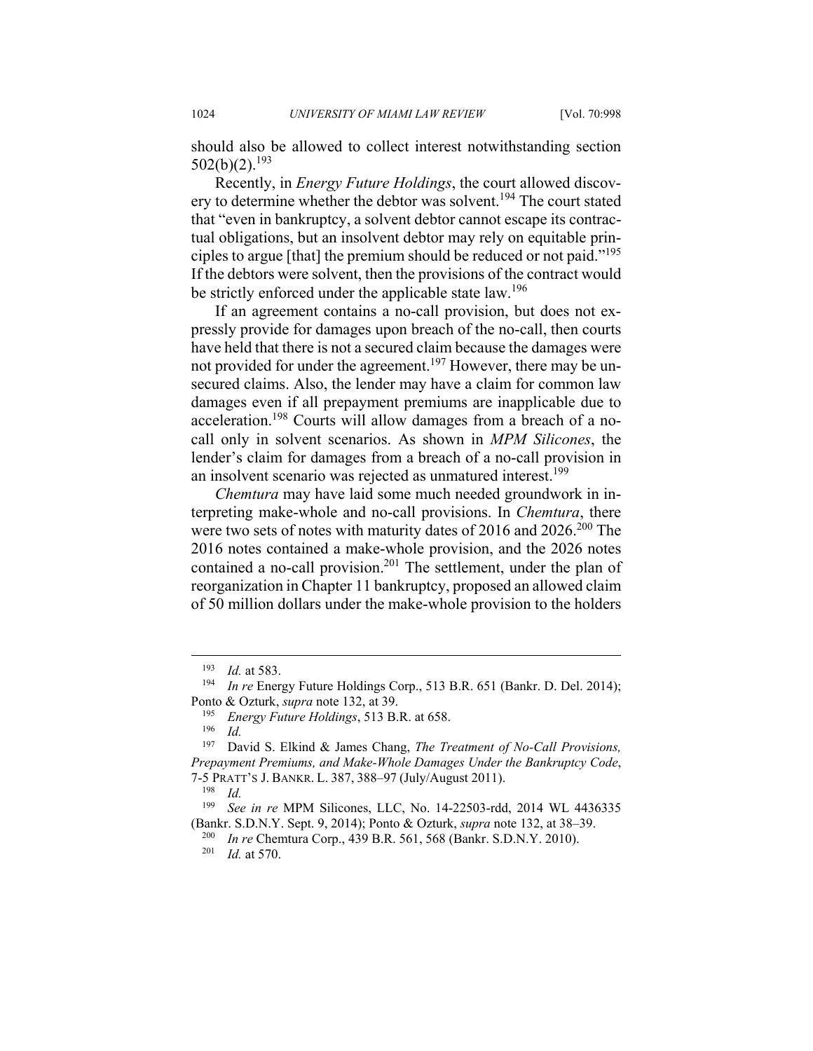should also be allowed to collect interest notwithstanding section 502(b)(2).[193]

Recently, in *Energy Future Holdings*, the court allowed discovery to determine whether the debtor was solvent.[194] The court stated that "even in bankruptcy, a solvent debtor cannot escape its contractual obligations, but an insolvent debtor may rely on equitable principles to argue [that] the premium should be reduced or not paid."[195] If the debtors were solvent, then the provisions of the contract would be strictly enforced under the applicable state law.[196]

If an agreement contains a no-call provision, but does not expressly provide for damages upon breach of the no-call, then courts have held that there is not a secured claim because the damages were not provided for under the agreement.[197] However, there may be unsecured claims. Also, the lender may have a claim for common law damages even if all prepayment premiums are inapplicable due to acceleration.[198] Courts will allow damages from a breach of a no-call only in solvent scenarios. As shown in *MPM Silicones*, the lender's claim for damages from a breach of a no-call provision in an insolvent scenario was rejected as unmatured interest.[199]

*Chemtura* may have laid some much needed groundwork in interpreting make-whole and no-call provisions. In *Chemtura*, there were two sets of notes with maturity dates of 2016 and 2026.[200] The 2016 notes contained a make-whole provision, and the 2026 notes contained a no-call provision.[201] The settlement, under the plan of reorganization in Chapter 11 bankruptcy, proposed an allowed claim of 50 million dollars under the make-whole provision to the holders

---

[193] *Id.* at 583.

[194] *In re* Energy Future Holdings Corp., 513 B.R. 651 (Bankr. D. Del. 2014); Ponto & Ozturk, *supra* note 132, at 39.

[195] *Energy Future Holdings*, 513 B.R. at 658.

[196] *Id.*

[197] David S. Elkind & James Chang, *The Treatment of No-Call Provisions, Prepayment Premiums, and Make-Whole Damages Under the Bankruptcy Code*, 7-5 PRATT'S J. BANKR. L. 387, 388–97 (July/August 2011).

[198] *Id.*

[199] *See in re* MPM Silicones, LLC, No. 14-22503-rdd, 2014 WL 4436335 (Bankr. S.D.N.Y. Sept. 9, 2014); Ponto & Ozturk, *supra* note 132, at 38–39.

[200] *In re* Chemtura Corp., 439 B.R. 561, 568 (Bankr. S.D.N.Y. 2010).

[201] *Id.* at 570.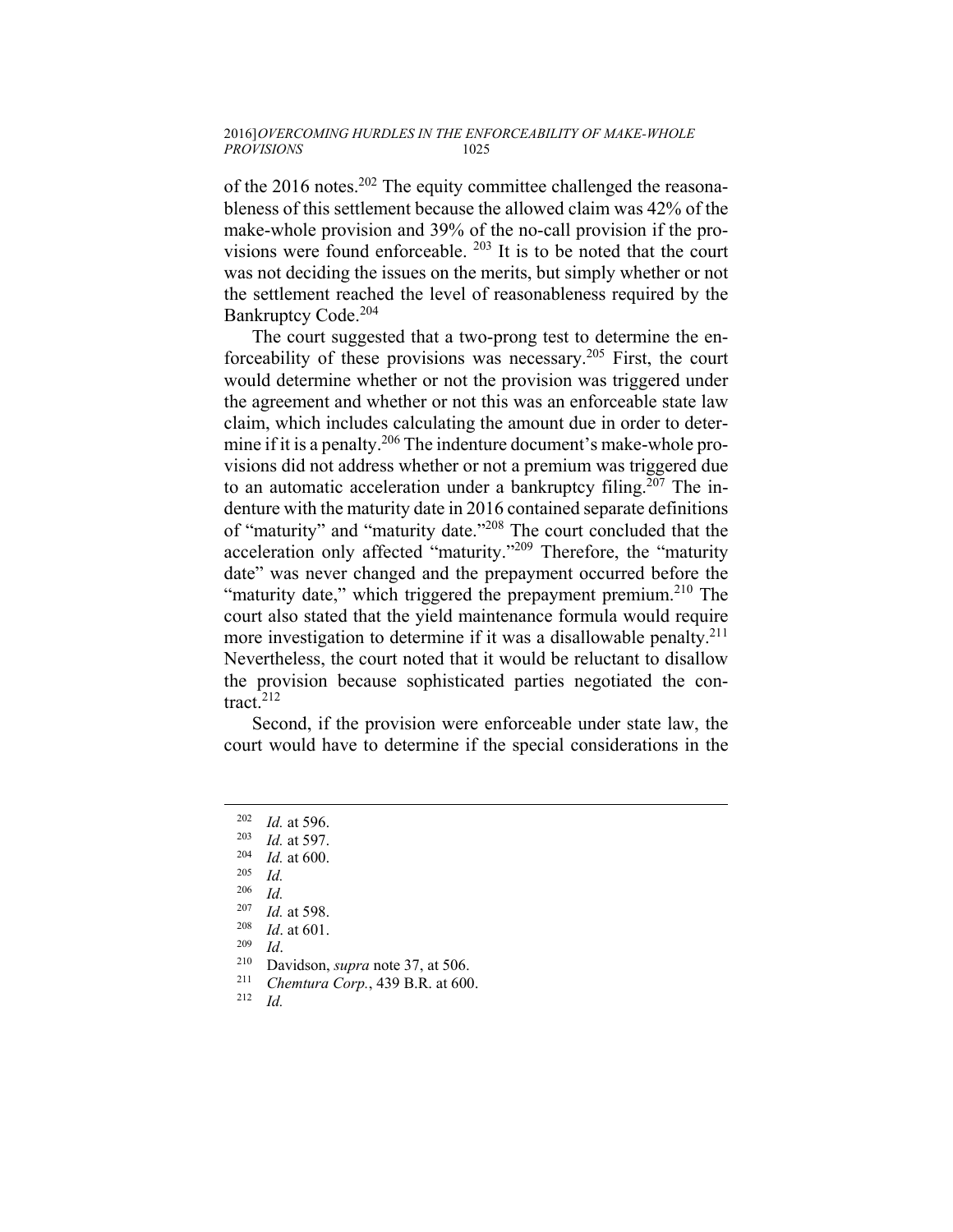of the 2016 notes.[202] The equity committee challenged the reasonableness of this settlement because the allowed claim was 42% of the make-whole provision and 39% of the no-call provision if the provisions were found enforceable. [203] It is to be noted that the court was not deciding the issues on the merits, but simply whether or not the settlement reached the level of reasonableness required by the Bankruptcy Code.[204]

The court suggested that a two-prong test to determine the enforceability of these provisions was necessary.[205] First, the court would determine whether or not the provision was triggered under the agreement and whether or not this was an enforceable state law claim, which includes calculating the amount due in order to determine if it is a penalty.[206] The indenture document's make-whole provisions did not address whether or not a premium was triggered due to an automatic acceleration under a bankruptcy filing.[207] The indenture with the maturity date in 2016 contained separate definitions of "maturity" and "maturity date."[208] The court concluded that the acceleration only affected "maturity."[209] Therefore, the "maturity date" was never changed and the prepayment occurred before the "maturity date," which triggered the prepayment premium.[210] The court also stated that the yield maintenance formula would require more investigation to determine if it was a disallowable penalty.[211] Nevertheless, the court noted that it would be reluctant to disallow the provision because sophisticated parties negotiated the contract.[212]

Second, if the provision were enforceable under state law, the court would have to determine if the special considerations in the

---

[202] *Id.* at 596.
[203] *Id.* at 597.
[204] *Id.* at 600.
[205] *Id.*
[206] *Id.*
[207] *Id.* at 598.
[208] *Id*. at 601.
[209] *Id*.
[210] Davidson, *supra* note 37, at 506.
[211] *Chemtura Corp.*, 439 B.R. at 600.
[212] *Id.*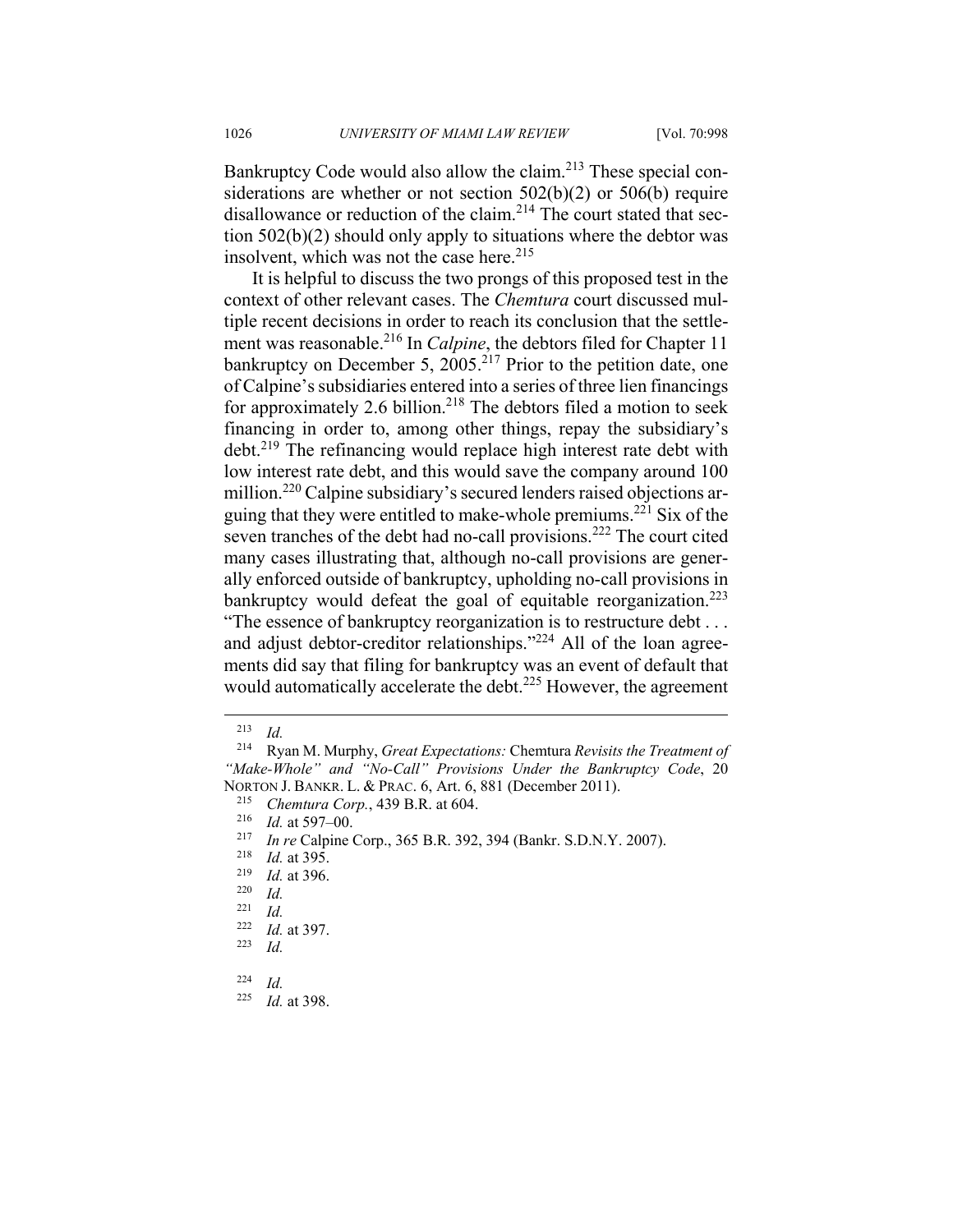Bankruptcy Code would also allow the claim.[213] These special considerations are whether or not section 502(b)(2) or 506(b) require disallowance or reduction of the claim.[214] The court stated that section 502(b)(2) should only apply to situations where the debtor was insolvent, which was not the case here.[215]

It is helpful to discuss the two prongs of this proposed test in the context of other relevant cases. The *Chemtura* court discussed multiple recent decisions in order to reach its conclusion that the settlement was reasonable.[216] In *Calpine*, the debtors filed for Chapter 11 bankruptcy on December 5, 2005.[217] Prior to the petition date, one of Calpine's subsidiaries entered into a series of three lien financings for approximately 2.6 billion.[218] The debtors filed a motion to seek financing in order to, among other things, repay the subsidiary's debt.[219] The refinancing would replace high interest rate debt with low interest rate debt, and this would save the company around 100 million.[220] Calpine subsidiary's secured lenders raised objections arguing that they were entitled to make-whole premiums.[221] Six of the seven tranches of the debt had no-call provisions.[222] The court cited many cases illustrating that, although no-call provisions are generally enforced outside of bankruptcy, upholding no-call provisions in bankruptcy would defeat the goal of equitable reorganization.[223] "The essence of bankruptcy reorganization is to restructure debt . . . and adjust debtor-creditor relationships."[224] All of the loan agreements did say that filing for bankruptcy was an event of default that would automatically accelerate the debt.[225] However, the agreement

---

[213] *Id.*

[214] Ryan M. Murphy, *Great Expectations:* Chemtura *Revisits the Treatment of "Make-Whole" and "No-Call" Provisions Under the Bankruptcy Code*, 20 NORTON J. BANKR. L. & PRAC. 6, Art. 6, 881 (December 2011).

[215] *Chemtura Corp.*, 439 B.R. at 604.

[216] *Id.* at 597–00.

[217] *In re* Calpine Corp., 365 B.R. 392, 394 (Bankr. S.D.N.Y. 2007).

[218] *Id.* at 395.

[219] *Id.* at 396.

[220] *Id.*

[221] *Id.*

[222] *Id.* at 397.

[223] *Id.*

[224] *Id.*

[225] *Id.* at 398.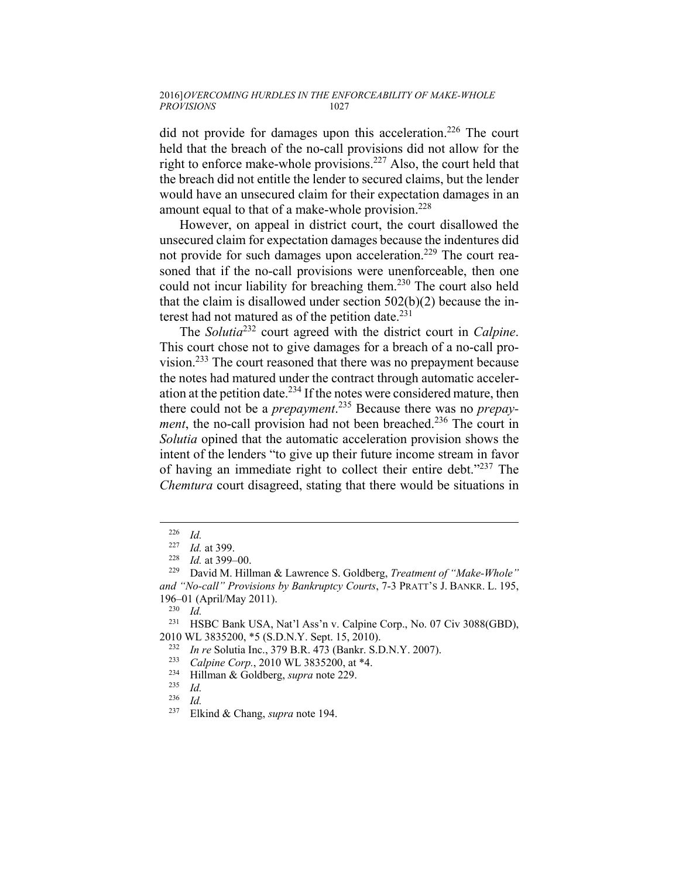did not provide for damages upon this acceleration.[226] The court held that the breach of the no-call provisions did not allow for the right to enforce make-whole provisions.[227] Also, the court held that the breach did not entitle the lender to secured claims, but the lender would have an unsecured claim for their expectation damages in an amount equal to that of a make-whole provision.[228]

However, on appeal in district court, the court disallowed the unsecured claim for expectation damages because the indentures did not provide for such damages upon acceleration.[229] The court reasoned that if the no-call provisions were unenforceable, then one could not incur liability for breaching them.[230] The court also held that the claim is disallowed under section 502(b)(2) because the interest had not matured as of the petition date.[231]

The *Solutia*[232] court agreed with the district court in *Calpine*. This court chose not to give damages for a breach of a no-call provision.[233] The court reasoned that there was no prepayment because the notes had matured under the contract through automatic acceleration at the petition date.[234] If the notes were considered mature, then there could not be a *prepayment*.[235] Because there was no *prepayment*, the no-call provision had not been breached.[236] The court in *Solutia* opined that the automatic acceleration provision shows the intent of the lenders "to give up their future income stream in favor of having an immediate right to collect their entire debt."[237] The *Chemtura* court disagreed, stating that there would be situations in

---

[226] *Id.*

[227] *Id.* at 399.

[228] *Id.* at 399–00.

[229] David M. Hillman & Lawrence S. Goldberg, *Treatment of "Make-Whole" and "No-call" Provisions by Bankruptcy Courts*, 7-3 PRATT'S J. BANKR. L. 195, 196–01 (April/May 2011).

[230] *Id.*

[231] HSBC Bank USA, Nat'l Ass'n v. Calpine Corp., No. 07 Civ 3088(GBD), 2010 WL 3835200, *5 (S.D.N.Y. Sept. 15, 2010).

[232] *In re* Solutia Inc., 379 B.R. 473 (Bankr. S.D.N.Y. 2007).

[233] *Calpine Corp.*, 2010 WL 3835200, at *4.

[234] Hillman & Goldberg, *supra* note 229.

[235] *Id.*

[236] *Id.*

[237] Elkind & Chang, *supra* note 194.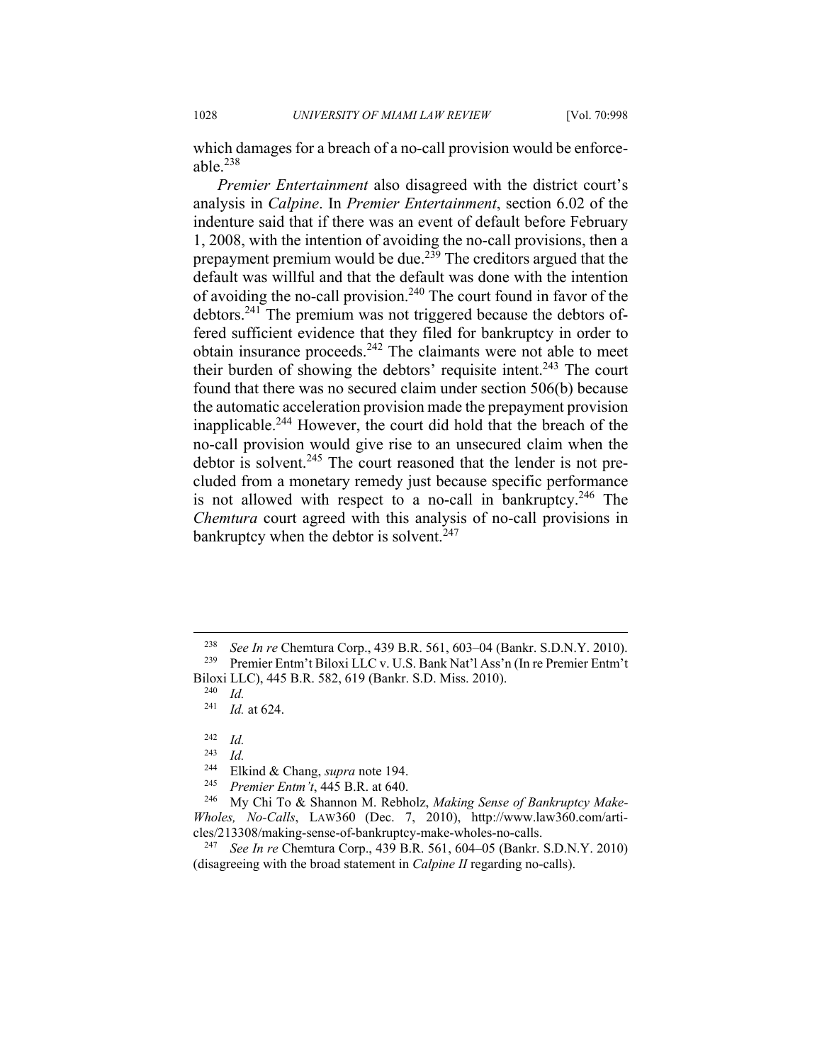which damages for a breach of a no-call provision would be enforceable.[238]

*Premier Entertainment* also disagreed with the district court's analysis in *Calpine*. In *Premier Entertainment*, section 6.02 of the indenture said that if there was an event of default before February 1, 2008, with the intention of avoiding the no-call provisions, then a prepayment premium would be due.[239] The creditors argued that the default was willful and that the default was done with the intention of avoiding the no-call provision.[240] The court found in favor of the debtors.[241] The premium was not triggered because the debtors offered sufficient evidence that they filed for bankruptcy in order to obtain insurance proceeds.[242] The claimants were not able to meet their burden of showing the debtors' requisite intent.[243] The court found that there was no secured claim under section 506(b) because the automatic acceleration provision made the prepayment provision inapplicable.[244] However, the court did hold that the breach of the no-call provision would give rise to an unsecured claim when the debtor is solvent.[245] The court reasoned that the lender is not precluded from a monetary remedy just because specific performance is not allowed with respect to a no-call in bankruptcy.[246] The *Chemtura* court agreed with this analysis of no-call provisions in bankruptcy when the debtor is solvent.[247]

---

[238] *See In re* Chemtura Corp., 439 B.R. 561, 603–04 (Bankr. S.D.N.Y. 2010).

[239] Premier Entm't Biloxi LLC v. U.S. Bank Nat'l Ass'n (In re Premier Entm't Biloxi LLC), 445 B.R. 582, 619 (Bankr. S.D. Miss. 2010).

[240] *Id.*

[241] *Id.* at 624.

[242] *Id.*

[243] *Id.*

[244] Elkind & Chang, *supra* note 194.

[245] *Premier Entm't*, 445 B.R. at 640.

[246] My Chi To & Shannon M. Rebholz, *Making Sense of Bankruptcy Make-Wholes, No-Calls*, LAW360 (Dec. 7, 2010), http://www.law360.com/articles/213308/making-sense-of-bankruptcy-make-wholes-no-calls.

[247] *See In re* Chemtura Corp., 439 B.R. 561, 604–05 (Bankr. S.D.N.Y. 2010) (disagreeing with the broad statement in *Calpine II* regarding no-calls).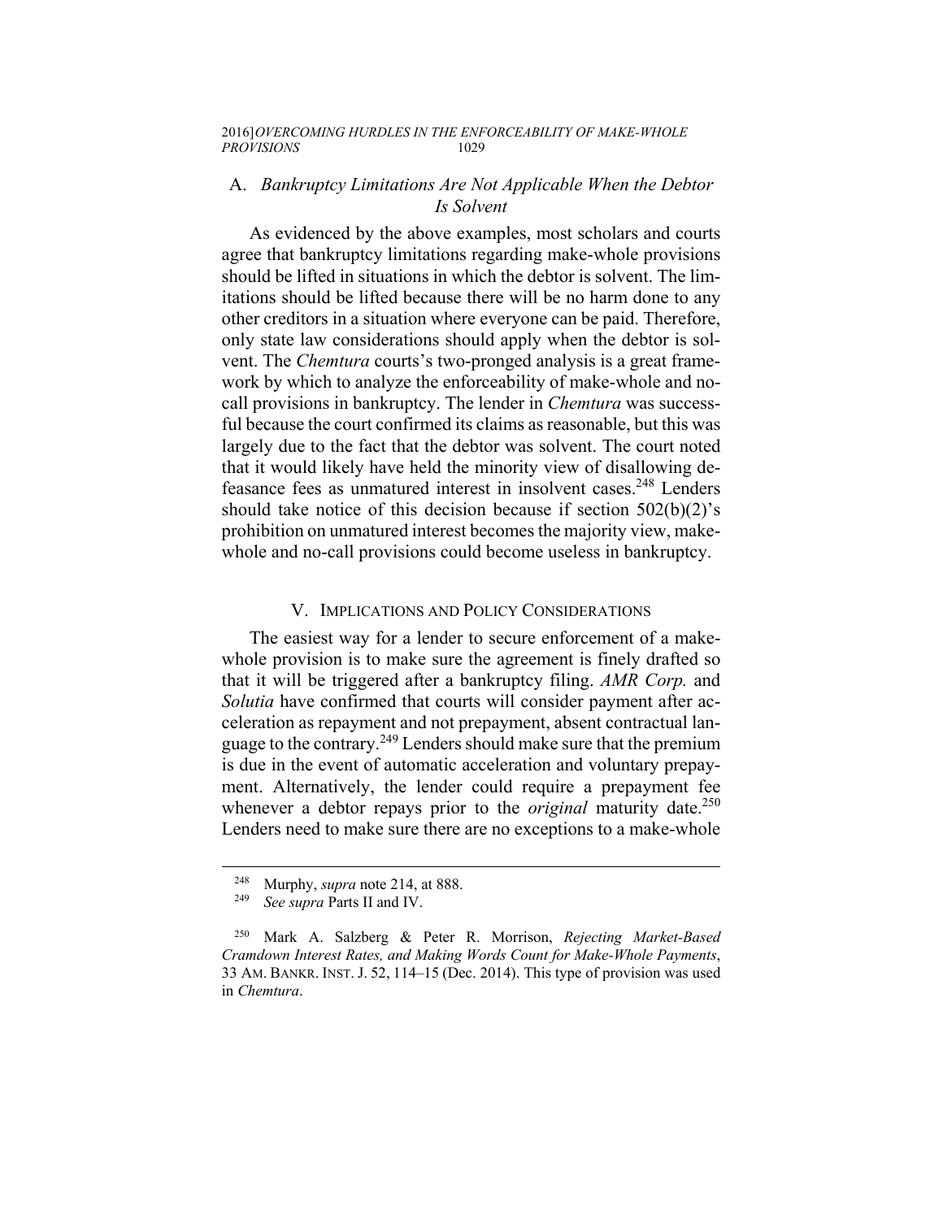## A. *Bankruptcy Limitations Are Not Applicable When the Debtor Is Solvent*

As evidenced by the above examples, most scholars and courts agree that bankruptcy limitations regarding make-whole provisions should be lifted in situations in which the debtor is solvent. The limitations should be lifted because there will be no harm done to any other creditors in a situation where everyone can be paid. Therefore, only state law considerations should apply when the debtor is solvent. The *Chemtura* courts's two-pronged analysis is a great framework by which to analyze the enforceability of make-whole and no-call provisions in bankruptcy. The lender in *Chemtura* was successful because the court confirmed its claims as reasonable, but this was largely due to the fact that the debtor was solvent. The court noted that it would likely have held the minority view of disallowing defeasance fees as unmatured interest in insolvent cases.[248] Lenders should take notice of this decision because if section 502(b)(2)'s prohibition on unmatured interest becomes the majority view, make-whole and no-call provisions could become useless in bankruptcy.

# V. IMPLICATIONS AND POLICY CONSIDERATIONS

The easiest way for a lender to secure enforcement of a make-whole provision is to make sure the agreement is finely drafted so that it will be triggered after a bankruptcy filing. *AMR Corp.* and *Solutia* have confirmed that courts will consider payment after acceleration as repayment and not prepayment, absent contractual language to the contrary.[249] Lenders should make sure that the premium is due in the event of automatic acceleration and voluntary prepayment. Alternatively, the lender could require a prepayment fee whenever a debtor repays prior to the *original* maturity date.[250] Lenders need to make sure there are no exceptions to a make-whole

---

[248] Murphy, *supra* note 214, at 888.

[249] *See supra* Parts II and IV.

[250] Mark A. Salzberg & Peter R. Morrison, *Rejecting Market-Based Cramdown Interest Rates, and Making Words Count for Make-Whole Payments*, 33 AM. BANKR. INST. J. 52, 114–15 (Dec. 2014). This type of provision was used in *Chemtura*.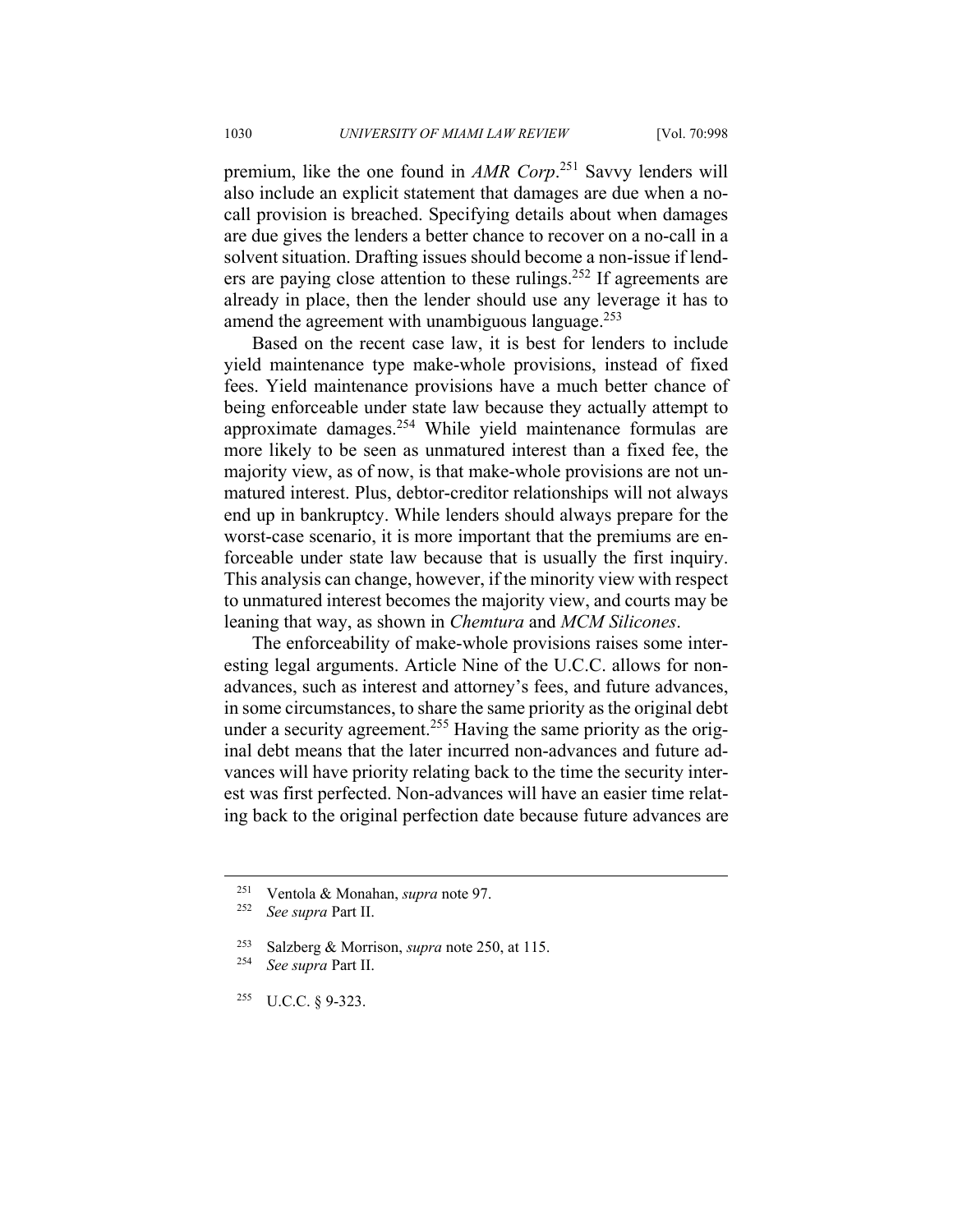premium, like the one found in *AMR Corp*.[251] Savvy lenders will also include an explicit statement that damages are due when a no-call provision is breached. Specifying details about when damages are due gives the lenders a better chance to recover on a no-call in a solvent situation. Drafting issues should become a non-issue if lenders are paying close attention to these rulings.[252] If agreements are already in place, then the lender should use any leverage it has to amend the agreement with unambiguous language.[253]

Based on the recent case law, it is best for lenders to include yield maintenance type make-whole provisions, instead of fixed fees. Yield maintenance provisions have a much better chance of being enforceable under state law because they actually attempt to approximate damages.[254] While yield maintenance formulas are more likely to be seen as unmatured interest than a fixed fee, the majority view, as of now, is that make-whole provisions are not unmatured interest. Plus, debtor-creditor relationships will not always end up in bankruptcy. While lenders should always prepare for the worst-case scenario, it is more important that the premiums are enforceable under state law because that is usually the first inquiry. This analysis can change, however, if the minority view with respect to unmatured interest becomes the majority view, and courts may be leaning that way, as shown in *Chemtura* and *MCM Silicones*.

The enforceability of make-whole provisions raises some interesting legal arguments. Article Nine of the U.C.C. allows for non-advances, such as interest and attorney's fees, and future advances, in some circumstances, to share the same priority as the original debt under a security agreement.[255] Having the same priority as the original debt means that the later incurred non-advances and future advances will have priority relating back to the time the security interest was first perfected. Non-advances will have an easier time relating back to the original perfection date because future advances are

---

[251] Ventola & Monahan, *supra* note 97.

[252] *See supra* Part II.

[253] Salzberg & Morrison, *supra* note 250, at 115.

[254] *See supra* Part II.

[255] U.C.C. § 9-323.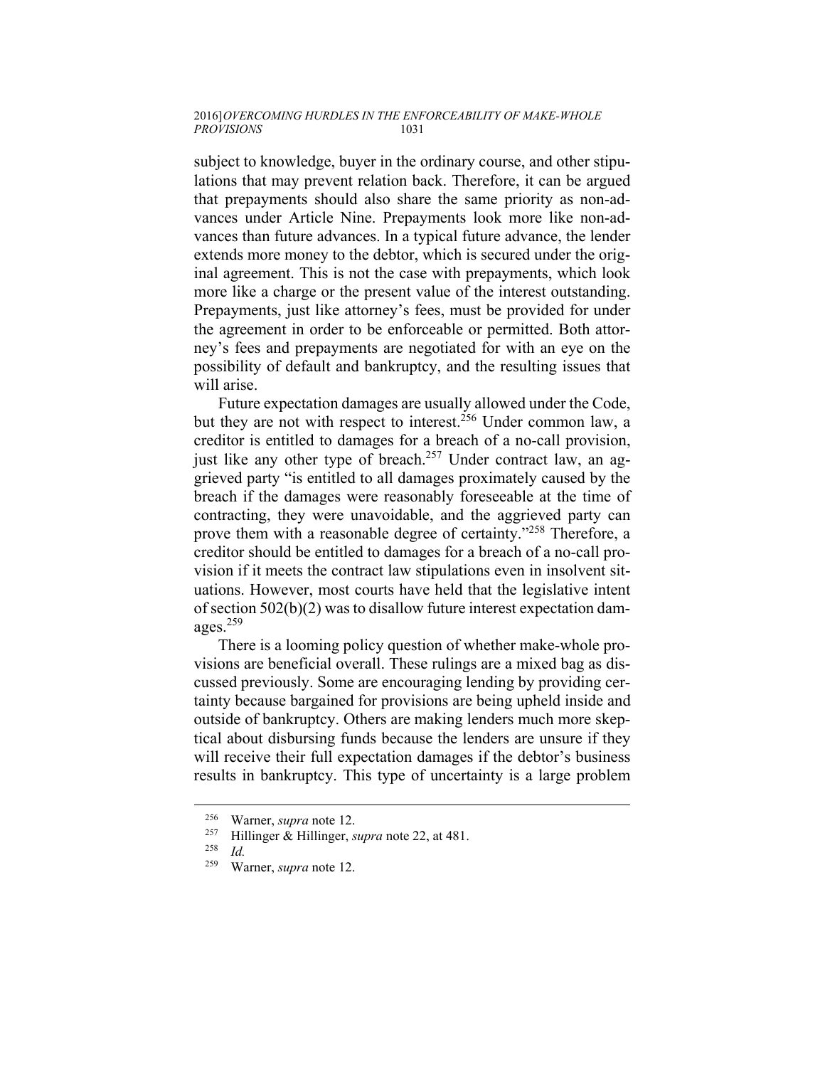subject to knowledge, buyer in the ordinary course, and other stipulations that may prevent relation back. Therefore, it can be argued that prepayments should also share the same priority as non-advances under Article Nine. Prepayments look more like non-advances than future advances. In a typical future advance, the lender extends more money to the debtor, which is secured under the original agreement. This is not the case with prepayments, which look more like a charge or the present value of the interest outstanding. Prepayments, just like attorney's fees, must be provided for under the agreement in order to be enforceable or permitted. Both attorney's fees and prepayments are negotiated for with an eye on the possibility of default and bankruptcy, and the resulting issues that will arise.

Future expectation damages are usually allowed under the Code, but they are not with respect to interest.[256] Under common law, a creditor is entitled to damages for a breach of a no-call provision, just like any other type of breach.[257] Under contract law, an aggrieved party "is entitled to all damages proximately caused by the breach if the damages were reasonably foreseeable at the time of contracting, they were unavoidable, and the aggrieved party can prove them with a reasonable degree of certainty."[258] Therefore, a creditor should be entitled to damages for a breach of a no-call provision if it meets the contract law stipulations even in insolvent situations. However, most courts have held that the legislative intent of section 502(b)(2) was to disallow future interest expectation damages.[259]

There is a looming policy question of whether make-whole provisions are beneficial overall. These rulings are a mixed bag as discussed previously. Some are encouraging lending by providing certainty because bargained for provisions are being upheld inside and outside of bankruptcy. Others are making lenders much more skeptical about disbursing funds because the lenders are unsure if they will receive their full expectation damages if the debtor's business results in bankruptcy. This type of uncertainty is a large problem

---

[256] Warner, *supra* note 12.

[257] Hillinger & Hillinger, *supra* note 22, at 481.

[258] *Id.*

[259] Warner, *supra* note 12.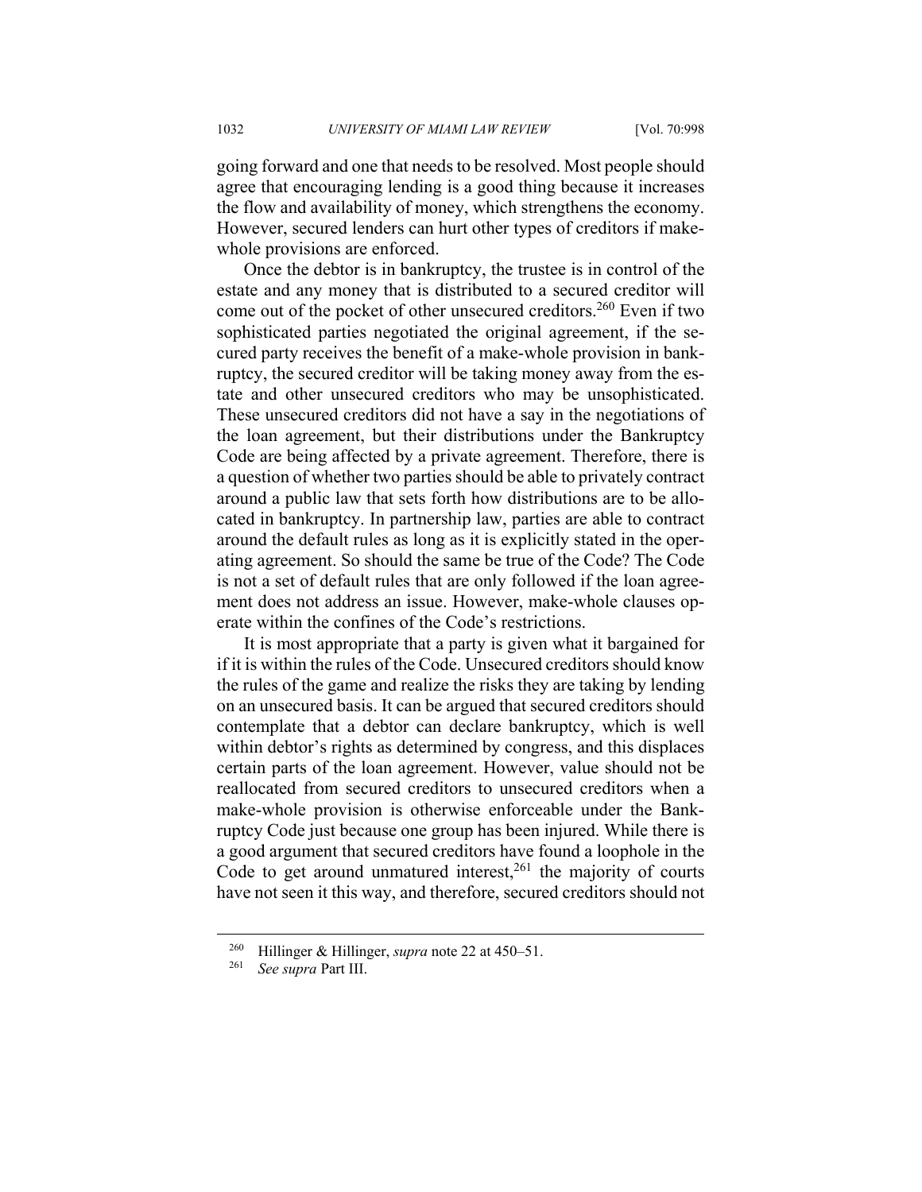going forward and one that needs to be resolved. Most people should agree that encouraging lending is a good thing because it increases the flow and availability of money, which strengthens the economy. However, secured lenders can hurt other types of creditors if make-whole provisions are enforced.

Once the debtor is in bankruptcy, the trustee is in control of the estate and any money that is distributed to a secured creditor will come out of the pocket of other unsecured creditors.[260] Even if two sophisticated parties negotiated the original agreement, if the secured party receives the benefit of a make-whole provision in bankruptcy, the secured creditor will be taking money away from the estate and other unsecured creditors who may be unsophisticated. These unsecured creditors did not have a say in the negotiations of the loan agreement, but their distributions under the Bankruptcy Code are being affected by a private agreement. Therefore, there is a question of whether two parties should be able to privately contract around a public law that sets forth how distributions are to be allocated in bankruptcy. In partnership law, parties are able to contract around the default rules as long as it is explicitly stated in the operating agreement. So should the same be true of the Code? The Code is not a set of default rules that are only followed if the loan agreement does not address an issue. However, make-whole clauses operate within the confines of the Code's restrictions.

It is most appropriate that a party is given what it bargained for if it is within the rules of the Code. Unsecured creditors should know the rules of the game and realize the risks they are taking by lending on an unsecured basis. It can be argued that secured creditors should contemplate that a debtor can declare bankruptcy, which is well within debtor's rights as determined by congress, and this displaces certain parts of the loan agreement. However, value should not be reallocated from secured creditors to unsecured creditors when a make-whole provision is otherwise enforceable under the Bankruptcy Code just because one group has been injured. While there is a good argument that secured creditors have found a loophole in the Code to get around unmatured interest,[261] the majority of courts have not seen it this way, and therefore, secured creditors should not

---

[260] Hillinger & Hillinger, *supra* note 22 at 450–51.

[261] *See supra* Part III.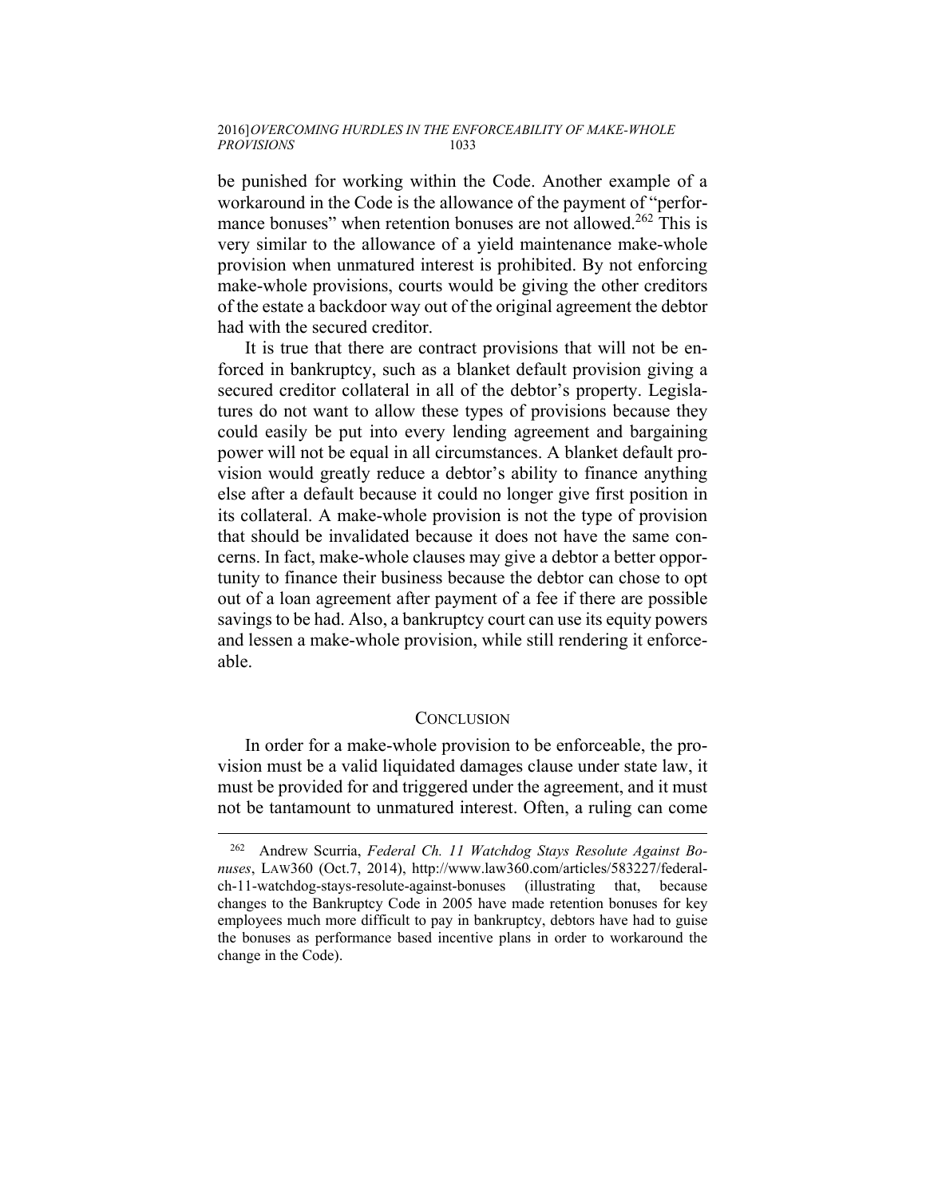be punished for working within the Code. Another example of a workaround in the Code is the allowance of the payment of "performance bonuses" when retention bonuses are not allowed.[262] This is very similar to the allowance of a yield maintenance make-whole provision when unmatured interest is prohibited. By not enforcing make-whole provisions, courts would be giving the other creditors of the estate a backdoor way out of the original agreement the debtor had with the secured creditor.

It is true that there are contract provisions that will not be enforced in bankruptcy, such as a blanket default provision giving a secured creditor collateral in all of the debtor's property. Legislatures do not want to allow these types of provisions because they could easily be put into every lending agreement and bargaining power will not be equal in all circumstances. A blanket default provision would greatly reduce a debtor's ability to finance anything else after a default because it could no longer give first position in its collateral. A make-whole provision is not the type of provision that should be invalidated because it does not have the same concerns. In fact, make-whole clauses may give a debtor a better opportunity to finance their business because the debtor can chose to opt out of a loan agreement after payment of a fee if there are possible savings to be had. Also, a bankruptcy court can use its equity powers and lessen a make-whole provision, while still rendering it enforceable.

## CONCLUSION

In order for a make-whole provision to be enforceable, the provision must be a valid liquidated damages clause under state law, it must be provided for and triggered under the agreement, and it must not be tantamount to unmatured interest. Often, a ruling can come

---

[262] Andrew Scurria, *Federal Ch. 11 Watchdog Stays Resolute Against Bonuses*, LAW360 (Oct.7, 2014), http://www.law360.com/articles/583227/federal-ch-11-watchdog-stays-resolute-against-bonuses (illustrating that, because changes to the Bankruptcy Code in 2005 have made retention bonuses for key employees much more difficult to pay in bankruptcy, debtors have had to guise the bonuses as performance based incentive plans in order to workaround the change in the Code).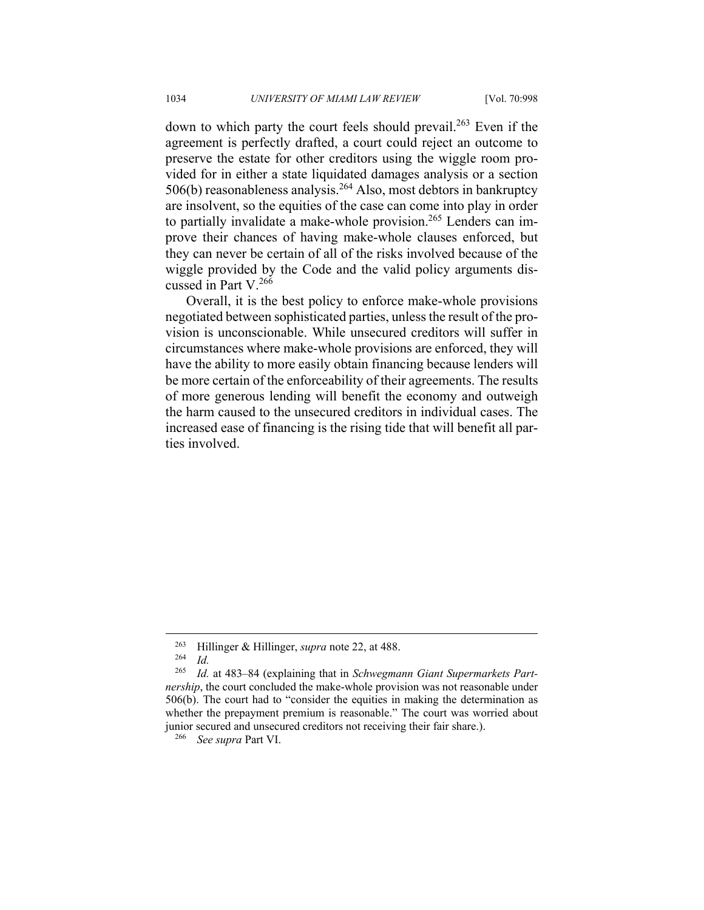down to which party the court feels should prevail.[263] Even if the agreement is perfectly drafted, a court could reject an outcome to preserve the estate for other creditors using the wiggle room provided for in either a state liquidated damages analysis or a section 506(b) reasonableness analysis.[264] Also, most debtors in bankruptcy are insolvent, so the equities of the case can come into play in order to partially invalidate a make-whole provision.[265] Lenders can improve their chances of having make-whole clauses enforced, but they can never be certain of all of the risks involved because of the wiggle provided by the Code and the valid policy arguments discussed in Part V.[266]

Overall, it is the best policy to enforce make-whole provisions negotiated between sophisticated parties, unless the result of the provision is unconscionable. While unsecured creditors will suffer in circumstances where make-whole provisions are enforced, they will have the ability to more easily obtain financing because lenders will be more certain of the enforceability of their agreements. The results of more generous lending will benefit the economy and outweigh the harm caused to the unsecured creditors in individual cases. The increased ease of financing is the rising tide that will benefit all parties involved.

---

[263] Hillinger & Hillinger, *supra* note 22, at 488.

[264] *Id.*

[265] *Id.* at 483–84 (explaining that in *Schwegmann Giant Supermarkets Partnership*, the court concluded the make-whole provision was not reasonable under 506(b). The court had to "consider the equities in making the determination as whether the prepayment premium is reasonable." The court was worried about junior secured and unsecured creditors not receiving their fair share.).

[266] *See supra* Part VI.